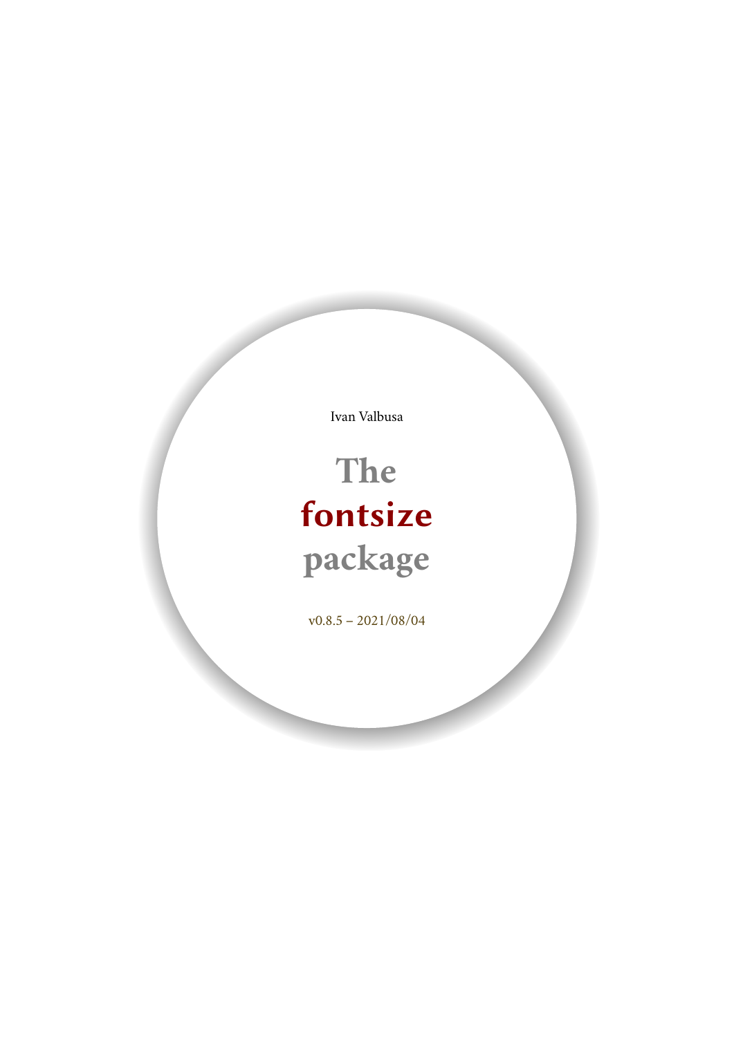Ivan Valbusa

# The **fontsize** package

v0.8.5 – 2021/08/04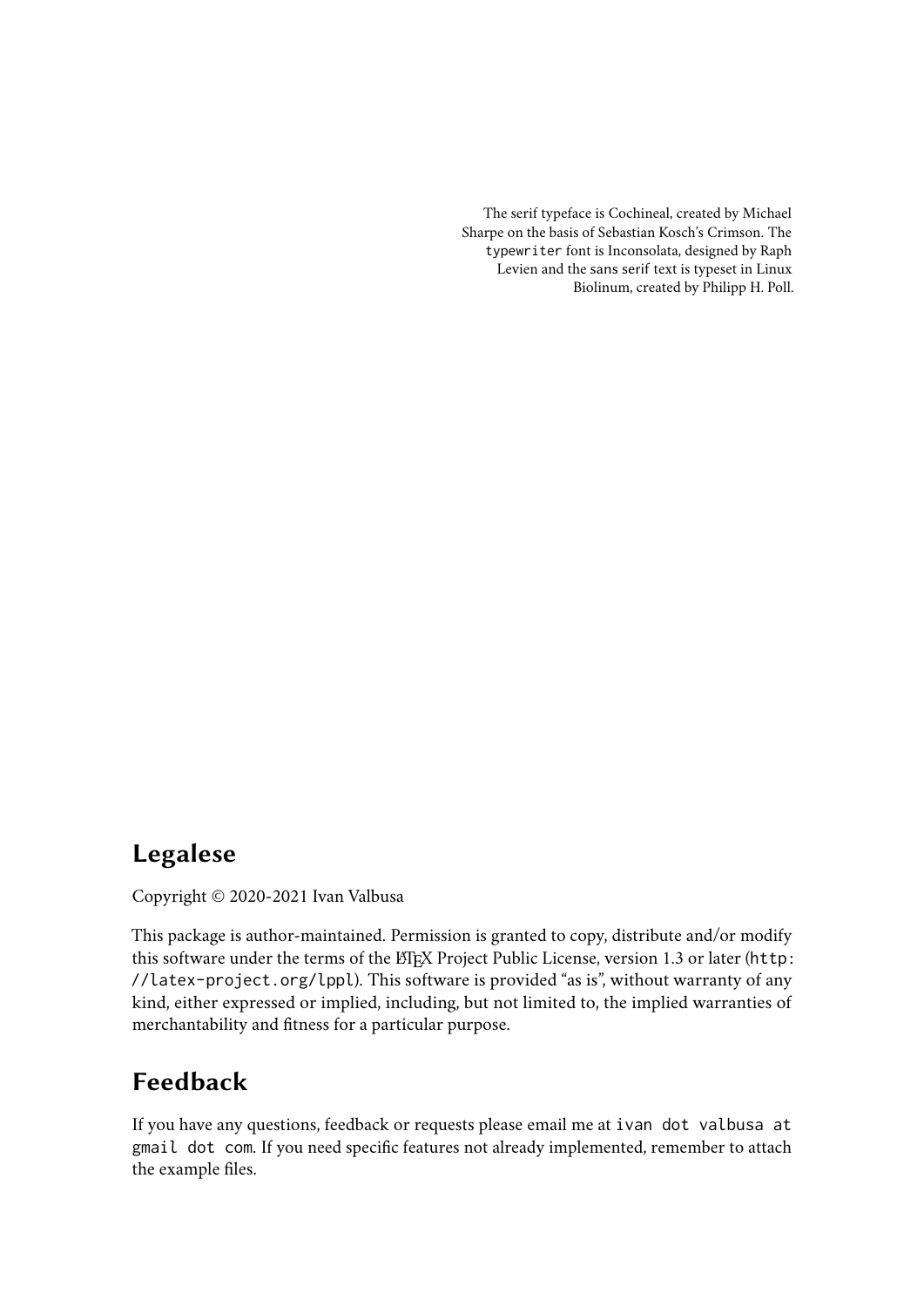The serif typeface is Cochineal, created by Michael Sharpe on the basis of Sebastian Kosch's Crimson. The `typewriter` font is Inconsolata, designed by Raph Levien and the sans serif text is typeset in Linux Biolinum, created by Philipp H. Poll.

## Legalese

Copyright © 2020-2021 Ivan Valbusa

This package is author-maintained. Permission is granted to copy, distribute and/or modify this software under the terms of the LaTeX Project Public License, version 1.3 or later (`http://latex-project.org/lppl`). This software is provided "as is", without warranty of any kind, either expressed or implied, including, but not limited to, the implied warranties of merchantability and fitness for a particular purpose.

## Feedback

If you have any questions, feedback or requests please email me at `ivan dot valbusa at gmail dot com`. If you need specific features not already implemented, remember to attach the example files.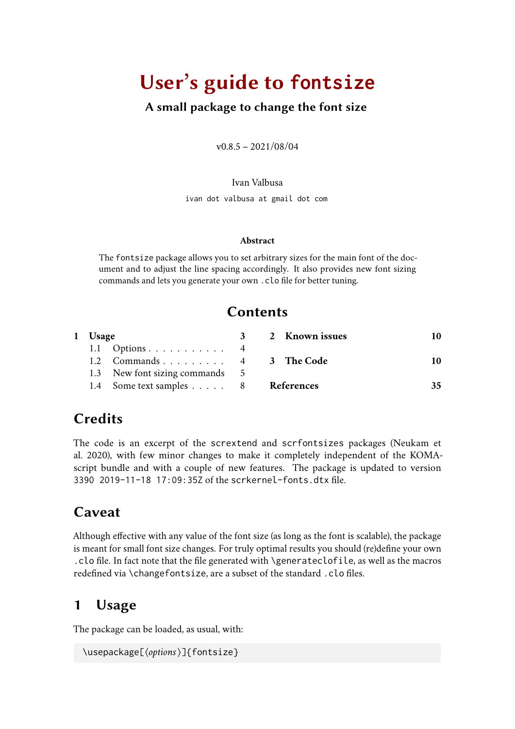# User's guide to fontsize

### A small package to change the font size

v0.8.5 – 2021/08/04

Ivan Valbusa

ivan dot valbusa at gmail dot com

**Abstract**

The fontsize package allows you to set arbitrary sizes for the main font of the document and to adjust the line spacing accordingly. It also provides new font sizing commands and lets you generate your own .clo file for better tuning.

## Contents

- **1 Usage** — 3
  - 1.1 Options — 4
  - 1.2 Commands — 4
  - 1.3 New font sizing commands — 5
  - 1.4 Some text samples — 8
- **2 Known issues** — 10
- **3 The Code** — 10
- **References** — 35

## Credits

The code is an excerpt of the scrextend and scrfontsizes packages (Neukam et al. 2020), with few minor changes to make it completely independent of the KOMA-script bundle and with a couple of new features. The package is updated to version 3390 2019-11-18 17:09:35Z of the scrkernel-fonts.dtx file.

## Caveat

Although effective with any value of the font size (as long as the font is scalable), the package is meant for small font size changes. For truly optimal results you should (re)define your own .clo file. In fact note that the file generated with \generateclofile, as well as the macros redefined via \changefontsize, are a subset of the standard .clo files.

## 1 Usage

The package can be loaded, as usual, with:

```
\usepackage[⟨options⟩]{fontsize}
```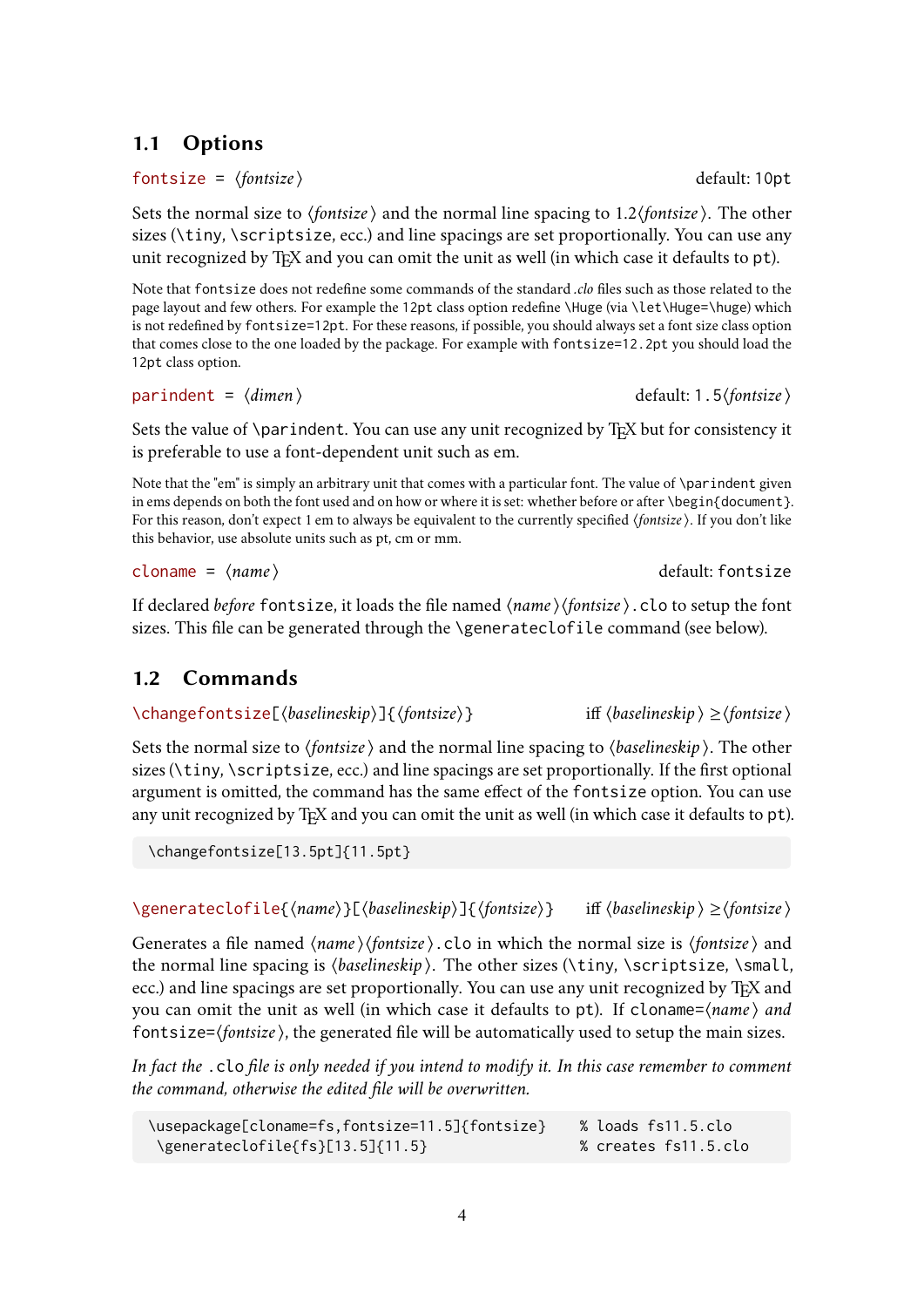## 1.1 Options

`fontsize` = ⟨*fontsize*⟩ default: `10pt`

Sets the normal size to ⟨*fontsize*⟩ and the normal line spacing to 1.2⟨*fontsize*⟩. The other sizes (`\tiny`, `\scriptsize`, ecc.) and line spacings are set proportionally. You can use any unit recognized by TeX and you can omit the unit as well (in which case it defaults to `pt`).

Note that `fontsize` does not redefine some commands of the standard *.clo* files such as those related to the page layout and few others. For example the `12pt` class option redefine `\Huge` (via `\let\Huge=\huge`) which is not redefined by `fontsize=12pt`. For these reasons, if possible, you should always set a font size class option that comes close to the one loaded by the package. For example with `fontsize=12.2pt` you should load the `12pt` class option.

`parindent` = ⟨*dimen*⟩ default: `1.5`⟨*fontsize*⟩

Sets the value of `\parindent`. You can use any unit recognized by TeX but for consistency it is preferable to use a font-dependent unit such as em.

Note that the "em" is simply an arbitrary unit that comes with a particular font. The value of `\parindent` given in ems depends on both the font used and on how or where it is set: whether before or after `\begin{document}`. For this reason, don't expect 1 em to always be equivalent to the currently specified ⟨*fontsize*⟩. If you don't like this behavior, use absolute units such as pt, cm or mm.

`cloname` = ⟨*name*⟩ default: `fontsize`

If declared *before* `fontsize`, it loads the file named ⟨*name*⟩⟨*fontsize*⟩`.clo` to setup the font sizes. This file can be generated through the `\generateclofile` command (see below).

## 1.2 Commands

`\changefontsize[`⟨*baselineskip*⟩`]{`⟨*fontsize*⟩`}` iff ⟨*baselineskip*⟩ ≥ ⟨*fontsize*⟩

Sets the normal size to ⟨*fontsize*⟩ and the normal line spacing to ⟨*baselineskip*⟩. The other sizes (`\tiny`, `\scriptsize`, ecc.) and line spacings are set proportionally. If the first optional argument is omitted, the command has the same effect of the `fontsize` option. You can use any unit recognized by TeX and you can omit the unit as well (in which case it defaults to `pt`).

```
\changefontsize[13.5pt]{11.5pt}
```

`\generateclofile{`⟨*name*⟩`}[`⟨*baselineskip*⟩`]{`⟨*fontsize*⟩`}` iff ⟨*baselineskip*⟩ ≥ ⟨*fontsize*⟩

Generates a file named ⟨*name*⟩⟨*fontsize*⟩`.clo` in which the normal size is ⟨*fontsize*⟩ and the normal line spacing is ⟨*baselineskip*⟩. The other sizes (`\tiny`, `\scriptsize`, `\small`, ecc.) and line spacings are set proportionally. You can use any unit recognized by TeX and you can omit the unit as well (in which case it defaults to `pt`). If `cloname=`⟨*name*⟩ *and* `fontsize=`⟨*fontsize*⟩, the generated file will be automatically used to setup the main sizes.

*In fact the* `.clo` *file is only needed if you intend to modify it. In this case remember to comment the command, otherwise the edited file will be overwritten.*

```
\usepackage[cloname=fs,fontsize=11.5]{fontsize}    % loads fs11.5.clo
 \generateclofile{fs}[13.5]{11.5}                  % creates fs11.5.clo
```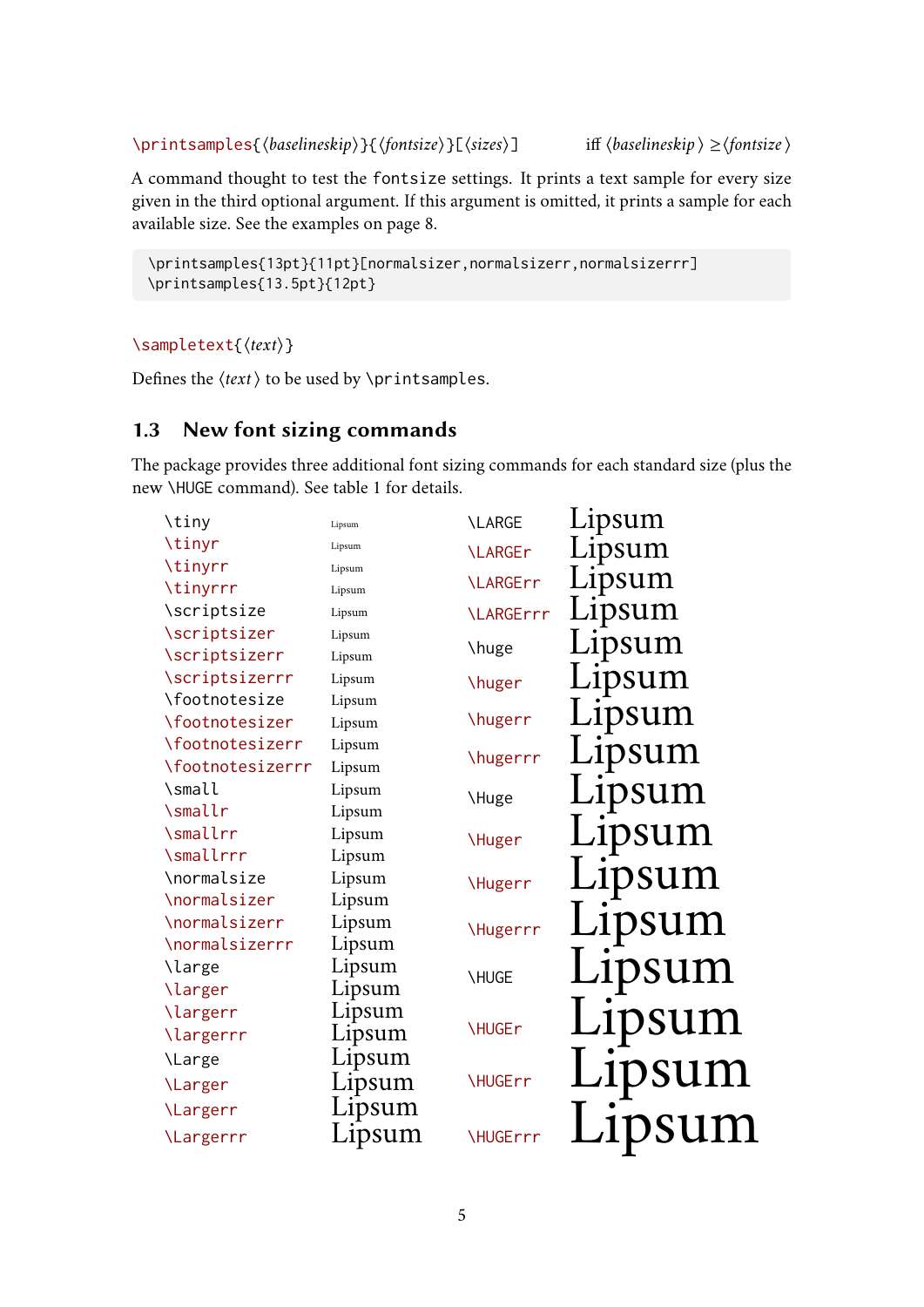`\printsamples{⟨baselineskip⟩}{⟨fontsize⟩}[⟨sizes⟩]` iff ⟨*baselineskip*⟩ ≥ ⟨*fontsize*⟩

A command thought to test the `fontsize` settings. It prints a text sample for every size given in the third optional argument. If this argument is omitted, it prints a sample for each available size. See the examples on page 8.

```
\printsamples{13pt}{11pt}[normalsizer,normalsizerr,normalsizerrr]
\printsamples{13.5pt}{12pt}
```

`\sampletext{⟨text⟩}`

Defines the ⟨*text*⟩ to be used by `\printsamples`.

## 1.3 New font sizing commands

The package provides three additional font sizing commands for each standard size (plus the new `\HUGE` command). See table 1 for details.

| Command | Sample | Command | Sample |
|---|---|---|---|
| `\tiny` | Lipsum | `\LARGE` | Lipsum |
| `\tinyr` | Lipsum | `\LARGEr` | Lipsum |
| `\tinyrr` | Lipsum | `\LARGErr` | Lipsum |
| `\tinyrrr` | Lipsum | `\LARGErrr` | Lipsum |
| `\scriptsize` | Lipsum | `\huge` | Lipsum |
| `\scriptsizer` | Lipsum | `\huger` | Lipsum |
| `\scriptsizerr` | Lipsum | `\hugerr` | Lipsum |
| `\scriptsizerrr` | Lipsum | `\hugerrr` | Lipsum |
| `\footnotesize` | Lipsum | `\Huge` | Lipsum |
| `\footnotesizer` | Lipsum | `\Huger` | Lipsum |
| `\footnotesizerr` | Lipsum | `\Hugerr` | Lipsum |
| `\footnotesizerrr` | Lipsum | `\Hugerrr` | Lipsum |
| `\small` | Lipsum | `\HUGE` | Lipsum |
| `\smallr` | Lipsum | `\HUGEr` | Lipsum |
| `\smallrr` | Lipsum | `\HUGErr` | Lipsum |
| `\smallrrr` | Lipsum | `\HUGErrr` | Lipsum |
| `\normalsize` | Lipsum | | |
| `\normalsizer` | Lipsum | | |
| `\normalsizerr` | Lipsum | | |
| `\normalsizerrr` | Lipsum | | |
| `\large` | Lipsum | | |
| `\larger` | Lipsum | | |
| `\largerr` | Lipsum | | |
| `\largerrr` | Lipsum | | |
| `\Large` | Lipsum | | |
| `\Larger` | Lipsum | | |
| `\Largerr` | Lipsum | | |
| `\Largerrr` | Lipsum | | |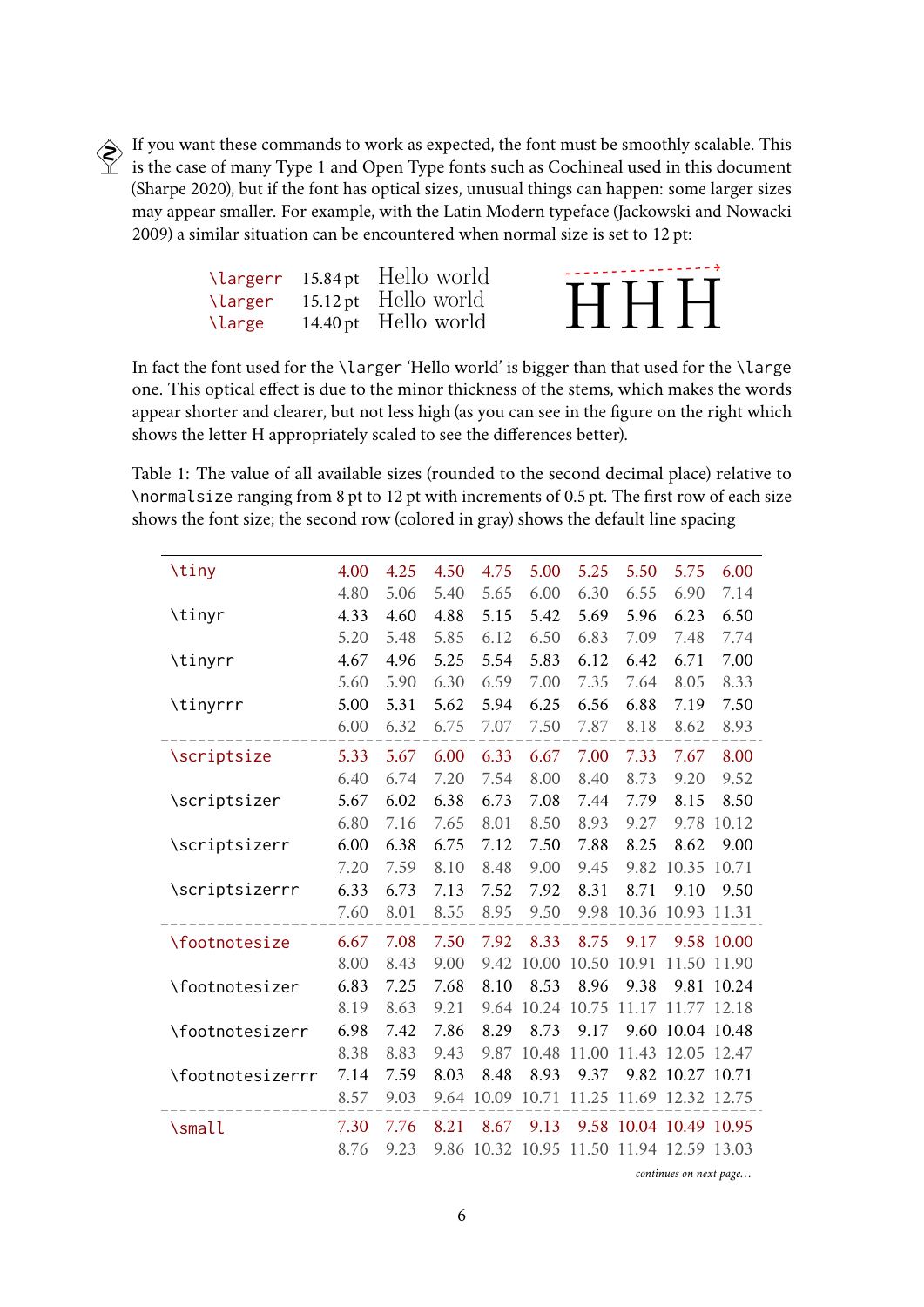If you want these commands to work as expected, the font must be smoothly scalable. This is the case of many Type 1 and Open Type fonts such as Cochineal used in this document (Sharpe 2020), but if the font has optical sizes, unusual things can happen: some larger sizes may appear smaller. For example, with the Latin Modern typeface (Jackowski and Nowacki 2009) a similar situation can be encountered when normal size is set to 12 pt:

| | | |
|---|---|---|
| `\largerr` | 15.84 pt | Hello world |
| `\larger` | 15.12 pt | Hello world |
| `\large` | 14.40 pt | Hello world |

H H H

In fact the font used for the `\larger` 'Hello world' is bigger than that used for the `\large` one. This optical effect is due to the minor thickness of the stems, which makes the words appear shorter and clearer, but not less high (as you can see in the figure on the right which shows the letter H appropriately scaled to see the differences better).

Table 1: The value of all available sizes (rounded to the second decimal place) relative to `\normalsize` ranging from 8 pt to 12 pt with increments of 0.5 pt. The first row of each size shows the font size; the second row (colored in gray) shows the default line spacing

| | | | | | | | | | |
|---|---|---|---|---|---|---|---|---|---|
| `\tiny` | 4.00 | 4.25 | 4.50 | 4.75 | 5.00 | 5.25 | 5.50 | 5.75 | 6.00 |
| | 4.80 | 5.06 | 5.40 | 5.65 | 6.00 | 6.30 | 6.55 | 6.90 | 7.14 |
| `\tinyr` | 4.33 | 4.60 | 4.88 | 5.15 | 5.42 | 5.69 | 5.96 | 6.23 | 6.50 |
| | 5.20 | 5.48 | 5.85 | 6.12 | 6.50 | 6.83 | 7.09 | 7.48 | 7.74 |
| `\tinyrr` | 4.67 | 4.96 | 5.25 | 5.54 | 5.83 | 6.12 | 6.42 | 6.71 | 7.00 |
| | 5.60 | 5.90 | 6.30 | 6.59 | 7.00 | 7.35 | 7.64 | 8.05 | 8.33 |
| `\tinyrrr` | 5.00 | 5.31 | 5.62 | 5.94 | 6.25 | 6.56 | 6.88 | 7.19 | 7.50 |
| | 6.00 | 6.32 | 6.75 | 7.07 | 7.50 | 7.87 | 8.18 | 8.62 | 8.93 |
| `\scriptsize` | 5.33 | 5.67 | 6.00 | 6.33 | 6.67 | 7.00 | 7.33 | 7.67 | 8.00 |
| | 6.40 | 6.74 | 7.20 | 7.54 | 8.00 | 8.40 | 8.73 | 9.20 | 9.52 |
| `\scriptsizer` | 5.67 | 6.02 | 6.38 | 6.73 | 7.08 | 7.44 | 7.79 | 8.15 | 8.50 |
| | 6.80 | 7.16 | 7.65 | 8.01 | 8.50 | 8.93 | 9.27 | 9.78 | 10.12 |
| `\scriptsizerr` | 6.00 | 6.38 | 6.75 | 7.12 | 7.50 | 7.88 | 8.25 | 8.62 | 9.00 |
| | 7.20 | 7.59 | 8.10 | 8.48 | 9.00 | 9.45 | 9.82 | 10.35 | 10.71 |
| `\scriptsizerrr` | 6.33 | 6.73 | 7.13 | 7.52 | 7.92 | 8.31 | 8.71 | 9.10 | 9.50 |
| | 7.60 | 8.01 | 8.55 | 8.95 | 9.50 | 9.98 | 10.36 | 10.93 | 11.31 |
| `\footnotesize` | 6.67 | 7.08 | 7.50 | 7.92 | 8.33 | 8.75 | 9.17 | 9.58 | 10.00 |
| | 8.00 | 8.43 | 9.00 | 9.42 | 10.00 | 10.50 | 10.91 | 11.50 | 11.90 |
| `\footnotesizer` | 6.83 | 7.25 | 7.68 | 8.10 | 8.53 | 8.96 | 9.38 | 9.81 | 10.24 |
| | 8.19 | 8.63 | 9.21 | 9.64 | 10.24 | 10.75 | 11.17 | 11.77 | 12.18 |
| `\footnotesizerr` | 6.98 | 7.42 | 7.86 | 8.29 | 8.73 | 9.17 | 9.60 | 10.04 | 10.48 |
| | 8.38 | 8.83 | 9.43 | 9.87 | 10.48 | 11.00 | 11.43 | 12.05 | 12.47 |
| `\footnotesizerrr` | 7.14 | 7.59 | 8.03 | 8.48 | 8.93 | 9.37 | 9.82 | 10.27 | 10.71 |
| | 8.57 | 9.03 | 9.64 | 10.09 | 10.71 | 11.25 | 11.69 | 12.32 | 12.75 |
| `\small` | 7.30 | 7.76 | 8.21 | 8.67 | 9.13 | 9.58 | 10.04 | 10.49 | 10.95 |
| | 8.76 | 9.23 | 9.86 | 10.32 | 10.95 | 11.50 | 11.94 | 12.59 | 13.03 |

*continues on next page...*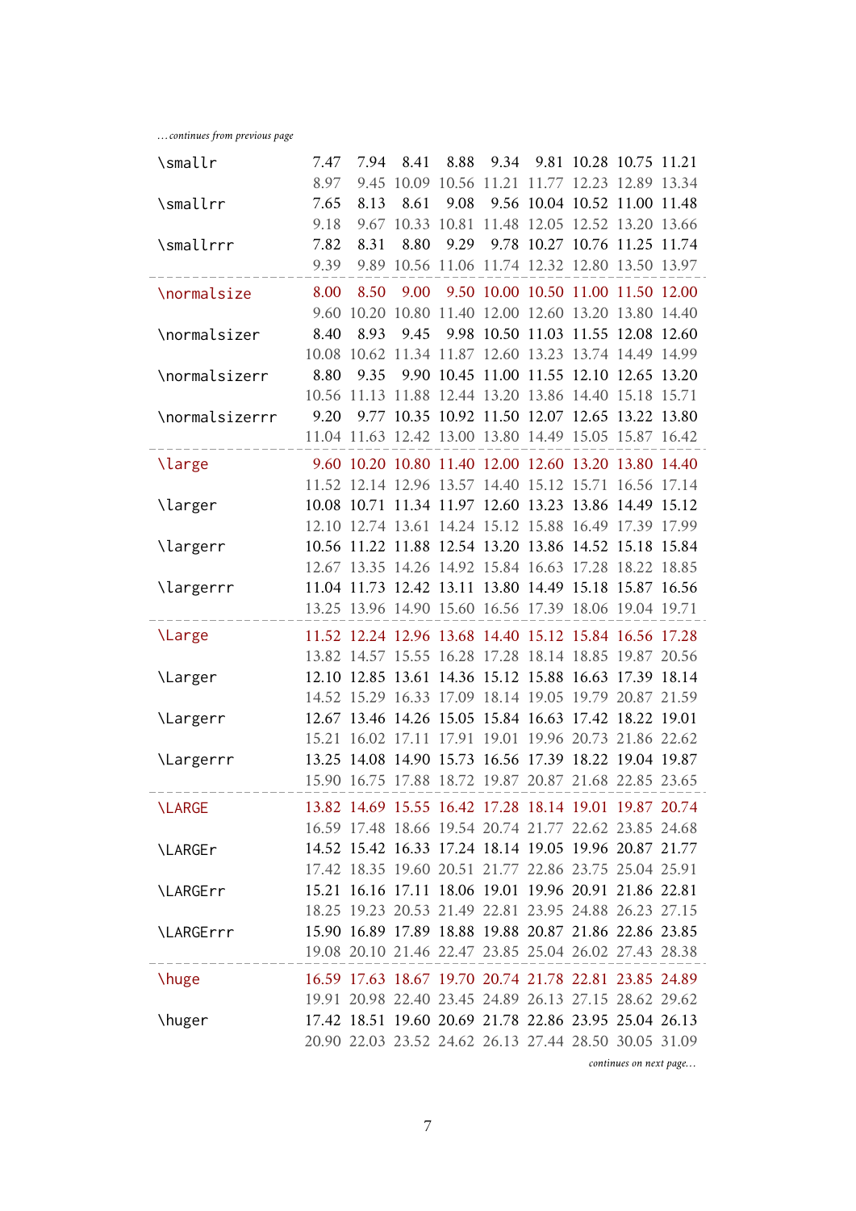*…continues from previous page*

| | | | | | | | | | |
|---|---|---|---|---|---|---|---|---|---|
| \smallr | 7.47 | 7.94 | 8.41 | 8.88 | 9.34 | 9.81 | 10.28 | 10.75 | 11.21 |
| | 8.97 | 9.45 | 10.09 | 10.56 | 11.21 | 11.77 | 12.23 | 12.89 | 13.34 |
| \smallrr | 7.65 | 8.13 | 8.61 | 9.08 | 9.56 | 10.04 | 10.52 | 11.00 | 11.48 |
| | 9.18 | 9.67 | 10.33 | 10.81 | 11.48 | 12.05 | 12.52 | 13.20 | 13.66 |
| \smallrrr | 7.82 | 8.31 | 8.80 | 9.29 | 9.78 | 10.27 | 10.76 | 11.25 | 11.74 |
| | 9.39 | 9.89 | 10.56 | 11.06 | 11.74 | 12.32 | 12.80 | 13.50 | 13.97 |
| \normalsize | 8.00 | 8.50 | 9.00 | 9.50 | 10.00 | 10.50 | 11.00 | 11.50 | 12.00 |
| | 9.60 | 10.20 | 10.80 | 11.40 | 12.00 | 12.60 | 13.20 | 13.80 | 14.40 |
| \normalsizer | 8.40 | 8.93 | 9.45 | 9.98 | 10.50 | 11.03 | 11.55 | 12.08 | 12.60 |
| | 10.08 | 10.62 | 11.34 | 11.87 | 12.60 | 13.23 | 13.74 | 14.49 | 14.99 |
| \normalsizerr | 8.80 | 9.35 | 9.90 | 10.45 | 11.00 | 11.55 | 12.10 | 12.65 | 13.20 |
| | 10.56 | 11.13 | 11.88 | 12.44 | 13.20 | 13.86 | 14.40 | 15.18 | 15.71 |
| \normalsizerrr | 9.20 | 9.77 | 10.35 | 10.92 | 11.50 | 12.07 | 12.65 | 13.22 | 13.80 |
| | 11.04 | 11.63 | 12.42 | 13.00 | 13.80 | 14.49 | 15.05 | 15.87 | 16.42 |
| \large | 9.60 | 10.20 | 10.80 | 11.40 | 12.00 | 12.60 | 13.20 | 13.80 | 14.40 |
| | 11.52 | 12.14 | 12.96 | 13.57 | 14.40 | 15.12 | 15.71 | 16.56 | 17.14 |
| \larger | 10.08 | 10.71 | 11.34 | 11.97 | 12.60 | 13.23 | 13.86 | 14.49 | 15.12 |
| | 12.10 | 12.74 | 13.61 | 14.24 | 15.12 | 15.88 | 16.49 | 17.39 | 17.99 |
| \largerr | 10.56 | 11.22 | 11.88 | 12.54 | 13.20 | 13.86 | 14.52 | 15.18 | 15.84 |
| | 12.67 | 13.35 | 14.26 | 14.92 | 15.84 | 16.63 | 17.28 | 18.22 | 18.85 |
| \largerrr | 11.04 | 11.73 | 12.42 | 13.11 | 13.80 | 14.49 | 15.18 | 15.87 | 16.56 |
| | 13.25 | 13.96 | 14.90 | 15.60 | 16.56 | 17.39 | 18.06 | 19.04 | 19.71 |
| \Large | 11.52 | 12.24 | 12.96 | 13.68 | 14.40 | 15.12 | 15.84 | 16.56 | 17.28 |
| | 13.82 | 14.57 | 15.55 | 16.28 | 17.28 | 18.14 | 18.85 | 19.87 | 20.56 |
| \Larger | 12.10 | 12.85 | 13.61 | 14.36 | 15.12 | 15.88 | 16.63 | 17.39 | 18.14 |
| | 14.52 | 15.29 | 16.33 | 17.09 | 18.14 | 19.05 | 19.79 | 20.87 | 21.59 |
| \Largerr | 12.67 | 13.46 | 14.26 | 15.05 | 15.84 | 16.63 | 17.42 | 18.22 | 19.01 |
| | 15.21 | 16.02 | 17.11 | 17.91 | 19.01 | 19.96 | 20.73 | 21.86 | 22.62 |
| \Largerrr | 13.25 | 14.08 | 14.90 | 15.73 | 16.56 | 17.39 | 18.22 | 19.04 | 19.87 |
| | 15.90 | 16.75 | 17.88 | 18.72 | 19.87 | 20.87 | 21.68 | 22.85 | 23.65 |
| \LARGE | 13.82 | 14.69 | 15.55 | 16.42 | 17.28 | 18.14 | 19.01 | 19.87 | 20.74 |
| | 16.59 | 17.48 | 18.66 | 19.54 | 20.74 | 21.77 | 22.62 | 23.85 | 24.68 |
| \LARGEr | 14.52 | 15.42 | 16.33 | 17.24 | 18.14 | 19.05 | 19.96 | 20.87 | 21.77 |
| | 17.42 | 18.35 | 19.60 | 20.51 | 21.77 | 22.86 | 23.75 | 25.04 | 25.91 |
| \LARGErr | 15.21 | 16.16 | 17.11 | 18.06 | 19.01 | 19.96 | 20.91 | 21.86 | 22.81 |
| | 18.25 | 19.23 | 20.53 | 21.49 | 22.81 | 23.95 | 24.88 | 26.23 | 27.15 |
| \LARGErrr | 15.90 | 16.89 | 17.89 | 18.88 | 19.88 | 20.87 | 21.86 | 22.86 | 23.85 |
| | 19.08 | 20.10 | 21.46 | 22.47 | 23.85 | 25.04 | 26.02 | 27.43 | 28.38 |
| \huge | 16.59 | 17.63 | 18.67 | 19.70 | 20.74 | 21.78 | 22.81 | 23.85 | 24.89 |
| | 19.91 | 20.98 | 22.40 | 23.45 | 24.89 | 26.13 | 27.15 | 28.62 | 29.62 |
| \huger | 17.42 | 18.51 | 19.60 | 20.69 | 21.78 | 22.86 | 23.95 | 25.04 | 26.13 |
| | 20.90 | 22.03 | 23.52 | 24.62 | 26.13 | 27.44 | 28.50 | 30.05 | 31.09 |

*continues on next page…*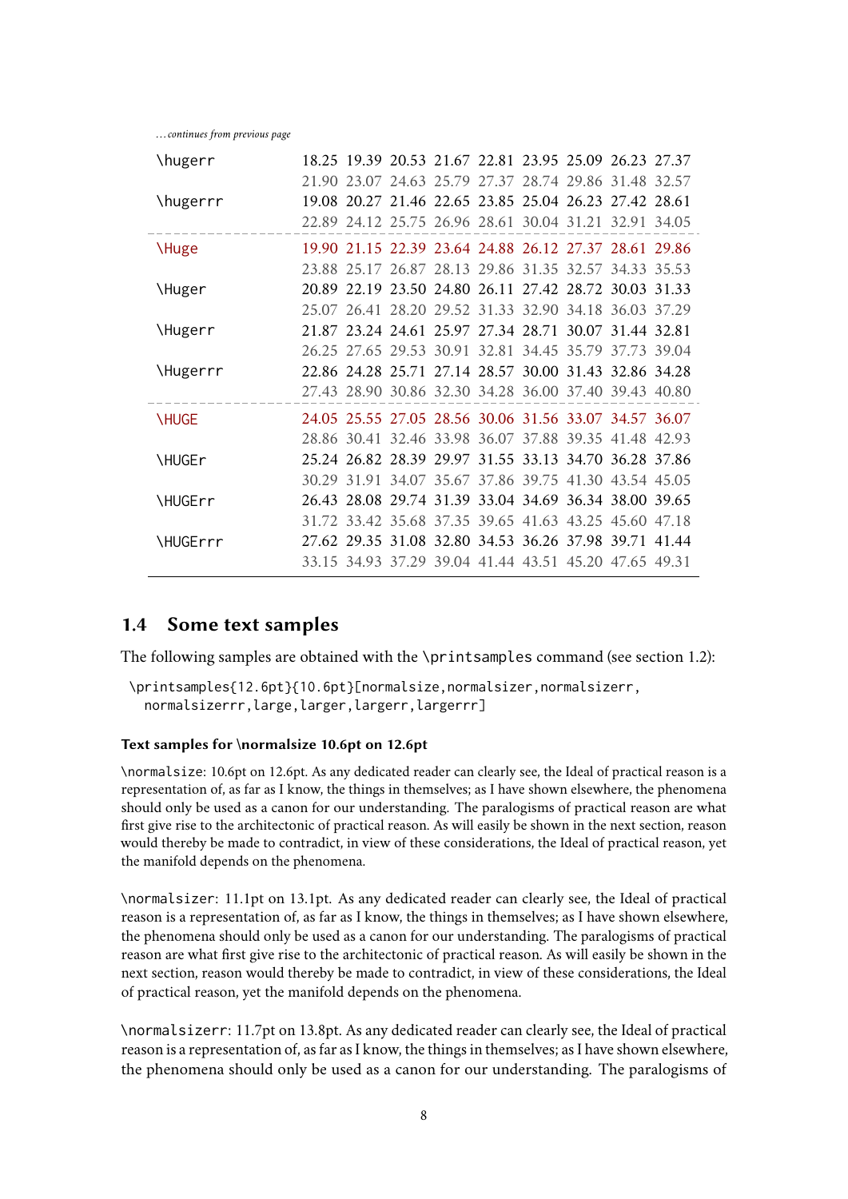*...continues from previous page*

| | | | | | | | | | |
|---|---|---|---|---|---|---|---|---|---|
| \hugerr | 18.25 | 19.39 | 20.53 | 21.67 | 22.81 | 23.95 | 25.09 | 26.23 | 27.37 |
| | 21.90 | 23.07 | 24.63 | 25.79 | 27.37 | 28.74 | 29.86 | 31.48 | 32.57 |
| \hugerrr | 19.08 | 20.27 | 21.46 | 22.65 | 23.85 | 25.04 | 26.23 | 27.42 | 28.61 |
| | 22.89 | 24.12 | 25.75 | 26.96 | 28.61 | 30.04 | 31.21 | 32.91 | 34.05 |
| \Huge | 19.90 | 21.15 | 22.39 | 23.64 | 24.88 | 26.12 | 27.37 | 28.61 | 29.86 |
| | 23.88 | 25.17 | 26.87 | 28.13 | 29.86 | 31.35 | 32.57 | 34.33 | 35.53 |
| \Huger | 20.89 | 22.19 | 23.50 | 24.80 | 26.11 | 27.42 | 28.72 | 30.03 | 31.33 |
| | 25.07 | 26.41 | 28.20 | 29.52 | 31.33 | 32.90 | 34.18 | 36.03 | 37.29 |
| \Hugerr | 21.87 | 23.24 | 24.61 | 25.97 | 27.34 | 28.71 | 30.07 | 31.44 | 32.81 |
| | 26.25 | 27.65 | 29.53 | 30.91 | 32.81 | 34.45 | 35.79 | 37.73 | 39.04 |
| \Hugerrr | 22.86 | 24.28 | 25.71 | 27.14 | 28.57 | 30.00 | 31.43 | 32.86 | 34.28 |
| | 27.43 | 28.90 | 30.86 | 32.30 | 34.28 | 36.00 | 37.40 | 39.43 | 40.80 |
| \HUGE | 24.05 | 25.55 | 27.05 | 28.56 | 30.06 | 31.56 | 33.07 | 34.57 | 36.07 |
| | 28.86 | 30.41 | 32.46 | 33.98 | 36.07 | 37.88 | 39.35 | 41.48 | 42.93 |
| \HUGEr | 25.24 | 26.82 | 28.39 | 29.97 | 31.55 | 33.13 | 34.70 | 36.28 | 37.86 |
| | 30.29 | 31.91 | 34.07 | 35.67 | 37.86 | 39.75 | 41.30 | 43.54 | 45.05 |
| \HUGErr | 26.43 | 28.08 | 29.74 | 31.39 | 33.04 | 34.69 | 36.34 | 38.00 | 39.65 |
| | 31.72 | 33.42 | 35.68 | 37.35 | 39.65 | 41.63 | 43.25 | 45.60 | 47.18 |
| \HUGErrr | 27.62 | 29.35 | 31.08 | 32.80 | 34.53 | 36.26 | 37.98 | 39.71 | 41.44 |
| | 33.15 | 34.93 | 37.29 | 39.04 | 41.44 | 43.51 | 45.20 | 47.65 | 49.31 |

## 1.4 Some text samples

The following samples are obtained with the \printsamples command (see section 1.2):

```
\printsamples{12.6pt}{10.6pt}[normalsize,normalsizer,normalsizerr,
  normalsizerrr,large,larger,largerr,largerrr]
```

#### Text samples for \normalsize 10.6pt on 12.6pt

\normalsize: 10.6pt on 12.6pt. As any dedicated reader can clearly see, the Ideal of practical reason is a representation of, as far as I know, the things in themselves; as I have shown elsewhere, the phenomena should only be used as a canon for our understanding. The paralogisms of practical reason are what first give rise to the architectonic of practical reason. As will easily be shown in the next section, reason would thereby be made to contradict, in view of these considerations, the Ideal of practical reason, yet the manifold depends on the phenomena.

\normalsizer: 11.1pt on 13.1pt. As any dedicated reader can clearly see, the Ideal of practical reason is a representation of, as far as I know, the things in themselves; as I have shown elsewhere, the phenomena should only be used as a canon for our understanding. The paralogisms of practical reason are what first give rise to the architectonic of practical reason. As will easily be shown in the next section, reason would thereby be made to contradict, in view of these considerations, the Ideal of practical reason, yet the manifold depends on the phenomena.

\normalsizerr: 11.7pt on 13.8pt. As any dedicated reader can clearly see, the Ideal of practical reason is a representation of, as far as I know, the things in themselves; as I have shown elsewhere, the phenomena should only be used as a canon for our understanding. The paralogisms of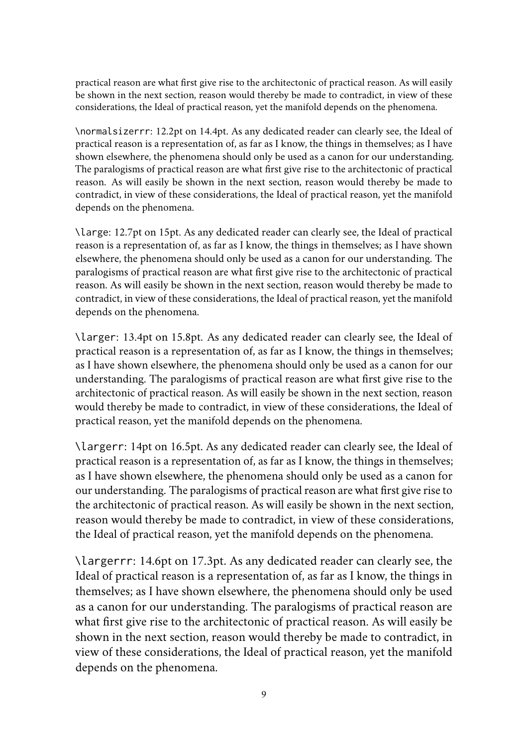practical reason are what first give rise to the architectonic of practical reason. As will easily be shown in the next section, reason would thereby be made to contradict, in view of these considerations, the Ideal of practical reason, yet the manifold depends on the phenomena.

`\normalsizerrr`: 12.2pt on 14.4pt. As any dedicated reader can clearly see, the Ideal of practical reason is a representation of, as far as I know, the things in themselves; as I have shown elsewhere, the phenomena should only be used as a canon for our understanding. The paralogisms of practical reason are what first give rise to the architectonic of practical reason. As will easily be shown in the next section, reason would thereby be made to contradict, in view of these considerations, the Ideal of practical reason, yet the manifold depends on the phenomena.

`\large`: 12.7pt on 15pt. As any dedicated reader can clearly see, the Ideal of practical reason is a representation of, as far as I know, the things in themselves; as I have shown elsewhere, the phenomena should only be used as a canon for our understanding. The paralogisms of practical reason are what first give rise to the architectonic of practical reason. As will easily be shown in the next section, reason would thereby be made to contradict, in view of these considerations, the Ideal of practical reason, yet the manifold depends on the phenomena.

`\larger`: 13.4pt on 15.8pt. As any dedicated reader can clearly see, the Ideal of practical reason is a representation of, as far as I know, the things in themselves; as I have shown elsewhere, the phenomena should only be used as a canon for our understanding. The paralogisms of practical reason are what first give rise to the architectonic of practical reason. As will easily be shown in the next section, reason would thereby be made to contradict, in view of these considerations, the Ideal of practical reason, yet the manifold depends on the phenomena.

`\largerr`: 14pt on 16.5pt. As any dedicated reader can clearly see, the Ideal of practical reason is a representation of, as far as I know, the things in themselves; as I have shown elsewhere, the phenomena should only be used as a canon for our understanding. The paralogisms of practical reason are what first give rise to the architectonic of practical reason. As will easily be shown in the next section, reason would thereby be made to contradict, in view of these considerations, the Ideal of practical reason, yet the manifold depends on the phenomena.

`\largerrr`: 14.6pt on 17.3pt. As any dedicated reader can clearly see, the Ideal of practical reason is a representation of, as far as I know, the things in themselves; as I have shown elsewhere, the phenomena should only be used as a canon for our understanding. The paralogisms of practical reason are what first give rise to the architectonic of practical reason. As will easily be shown in the next section, reason would thereby be made to contradict, in view of these considerations, the Ideal of practical reason, yet the manifold depends on the phenomena.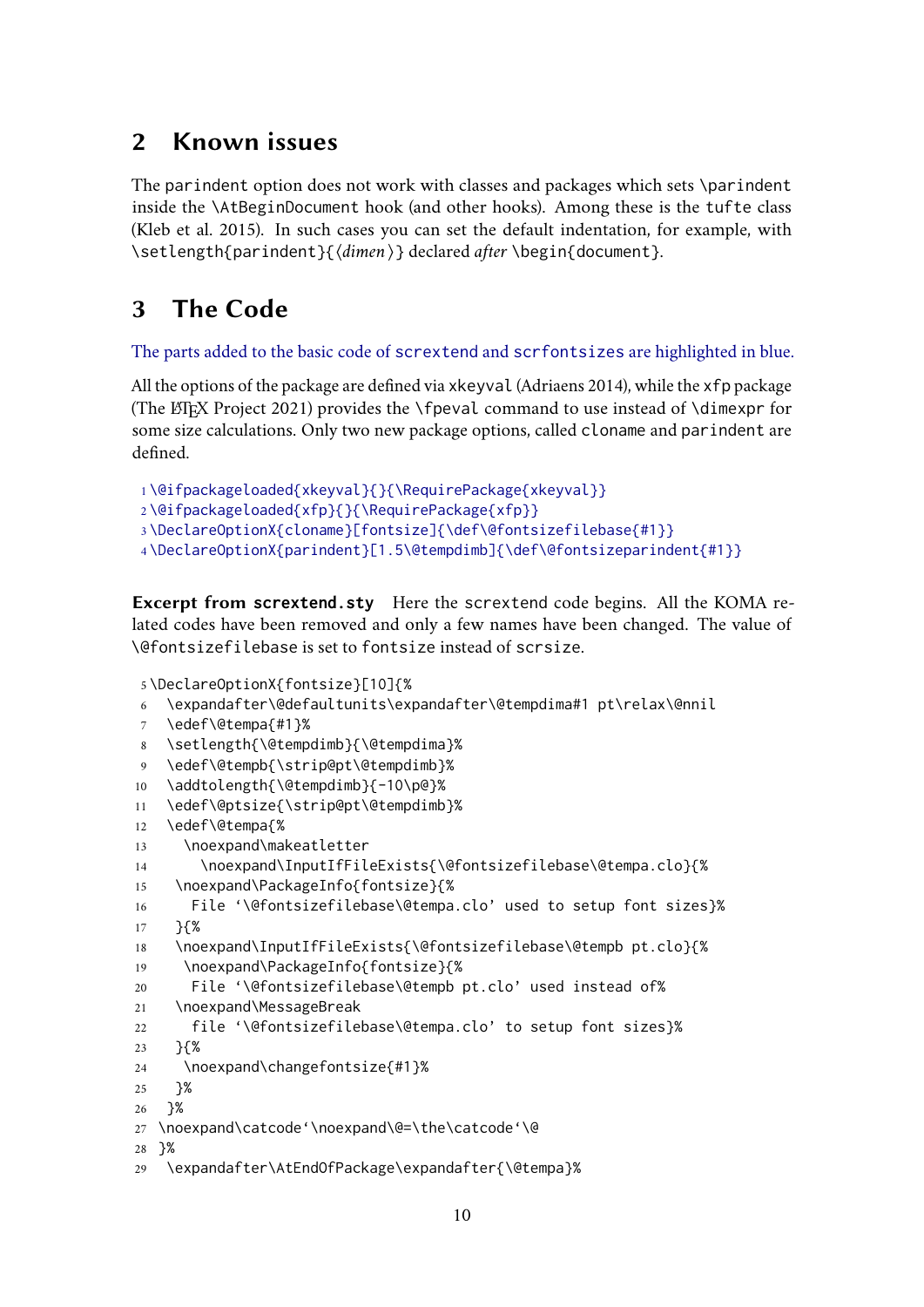## 2 Known issues

The parindent option does not work with classes and packages which sets \parindent inside the \AtBeginDocument hook (and other hooks). Among these is the tufte class (Kleb et al. 2015). In such cases you can set the default indentation, for example, with \setlength{parindent}{⟨*dimen*⟩} declared *after* \begin{document}.

## 3 The Code

The parts added to the basic code of scrextend and scrfontsizes are highlighted in blue.

All the options of the package are defined via xkeyval (Adriaens 2014), while the xfp package (The LaTeX Project 2021) provides the \fpeval command to use instead of \dimexpr for some size calculations. Only two new package options, called cloname and parindent are defined.

```
1 \@ifpackageloaded{xkeyval}{}{\RequirePackage{xkeyval}}
2 \@ifpackageloaded{xfp}{}{\RequirePackage{xfp}}
3 \DeclareOptionX{cloname}[fontsize]{\def\@fontsizefilebase{#1}}
4 \DeclareOptionX{parindent}[1.5\@tempdimb]{\def\@fontsizeparindent{#1}}
```

**Excerpt from scrextend.sty** Here the scrextend code begins. All the KOMA related codes have been removed and only a few names have been changed. The value of \@fontsizefilebase is set to fontsize instead of scrsize.

```
5 \DeclareOptionX{fontsize}[10]{%
6   \expandafter\@defaultunits\expandafter\@tempdima#1 pt\relax\@nnil
7   \edef\@tempa{#1}%
8   \setlength{\@tempdimb}{\@tempdima}%
9   \edef\@tempb{\strip@pt\@tempdimb}%
10  \addtolength{\@tempdimb}{-10\p@}%
11  \edef\@ptsize{\strip@pt\@tempdimb}%
12  \edef\@tempa{%
13    \noexpand\makeatletter
14      \noexpand\InputIfFileExists{\@fontsizefilebase\@tempa.clo}{%
15   \noexpand\PackageInfo{fontsize}{%
16     File '\@fontsizefilebase\@tempa.clo' used to setup font sizes}%
17   }{%
18   \noexpand\InputIfFileExists{\@fontsizefilebase\@tempb pt.clo}{%
19    \noexpand\PackageInfo{fontsize}{%
20     File '\@fontsizefilebase\@tempb pt.clo' used instead of%
21   \noexpand\MessageBreak
22     file '\@fontsizefilebase\@tempa.clo' to setup font sizes}%
23   }{%
24    \noexpand\changefontsize{#1}%
25   }%
26  }%
27 \noexpand\catcode'\noexpand\@=\the\catcode'\@
28 }%
29  \expandafter\AtEndOfPackage\expandafter{\@tempa}%
```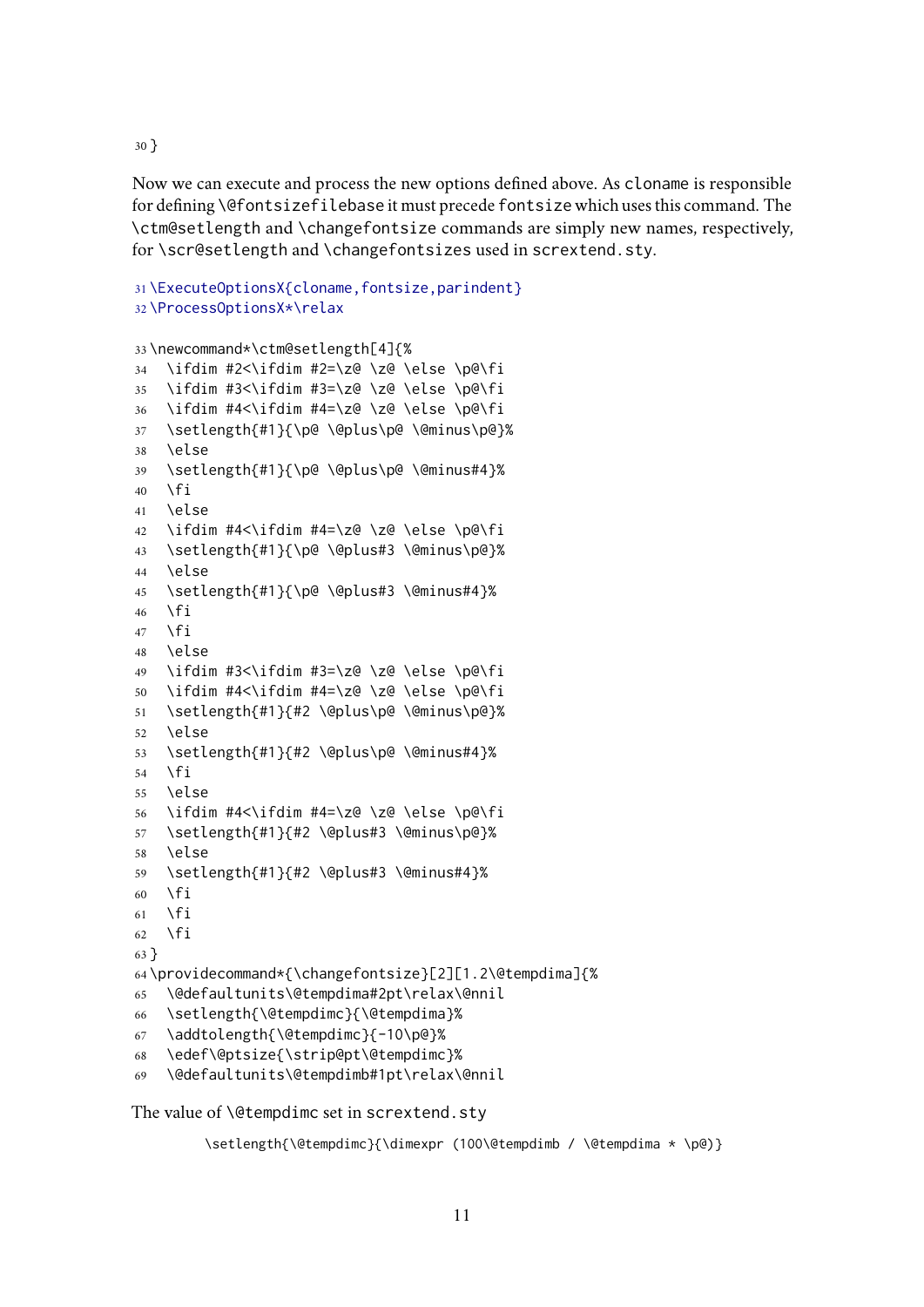```
30 }
```

Now we can execute and process the new options defined above. As `cloname` is responsible for defining `\@fontsizefilebase` it must precede `fontsize` which uses this command. The `\ctm@setlength` and `\changefontsize` commands are simply new names, respectively, for `\scr@setlength` and `\changefontsizes` used in `scrextend.sty`.

```
31 \ExecuteOptionsX{cloname,fontsize,parindent}
32 \ProcessOptionsX*\relax
```

```
33 \newcommand*\ctm@setlength[4]{%
34   \ifdim #2<\ifdim #2=\z@ \z@ \else \p@\fi
35   \ifdim #3<\ifdim #3=\z@ \z@ \else \p@\fi
36   \ifdim #4<\ifdim #4=\z@ \z@ \else \p@\fi
37   \setlength{#1}{\p@ \@plus\p@ \@minus\p@}%
38   \else
39   \setlength{#1}{\p@ \@plus\p@ \@minus#4}%
40   \fi
41   \else
42   \ifdim #4<\ifdim #4=\z@ \z@ \else \p@\fi
43   \setlength{#1}{\p@ \@plus#3 \@minus\p@}%
44   \else
45   \setlength{#1}{\p@ \@plus#3 \@minus#4}%
46   \fi
47   \fi
48   \else
49   \ifdim #3<\ifdim #3=\z@ \z@ \else \p@\fi
50   \ifdim #4<\ifdim #4=\z@ \z@ \else \p@\fi
51   \setlength{#1}{#2 \@plus\p@ \@minus\p@}%
52   \else
53   \setlength{#1}{#2 \@plus\p@ \@minus#4}%
54   \fi
55   \else
56   \ifdim #4<\ifdim #4=\z@ \z@ \else \p@\fi
57   \setlength{#1}{#2 \@plus#3 \@minus\p@}%
58   \else
59   \setlength{#1}{#2 \@plus#3 \@minus#4}%
60   \fi
61   \fi
62   \fi
63 }
64 \providecommand*{\changefontsize}[2][1.2\@tempdima]{%
65   \@defaultunits\@tempdima#2pt\relax\@nnil
66   \setlength{\@tempdimc}{\@tempdima}%
67   \addtolength{\@tempdimc}{-10\p@}%
68   \edef\@ptsize{\strip@pt\@tempdimc}%
69   \@defaultunits\@tempdimb#1pt\relax\@nnil
```

The value of `\@tempdimc` set in `scrextend.sty`

```
\setlength{\@tempdimc}{\dimexpr (100\@tempdimb / \@tempdima * \p@)}
```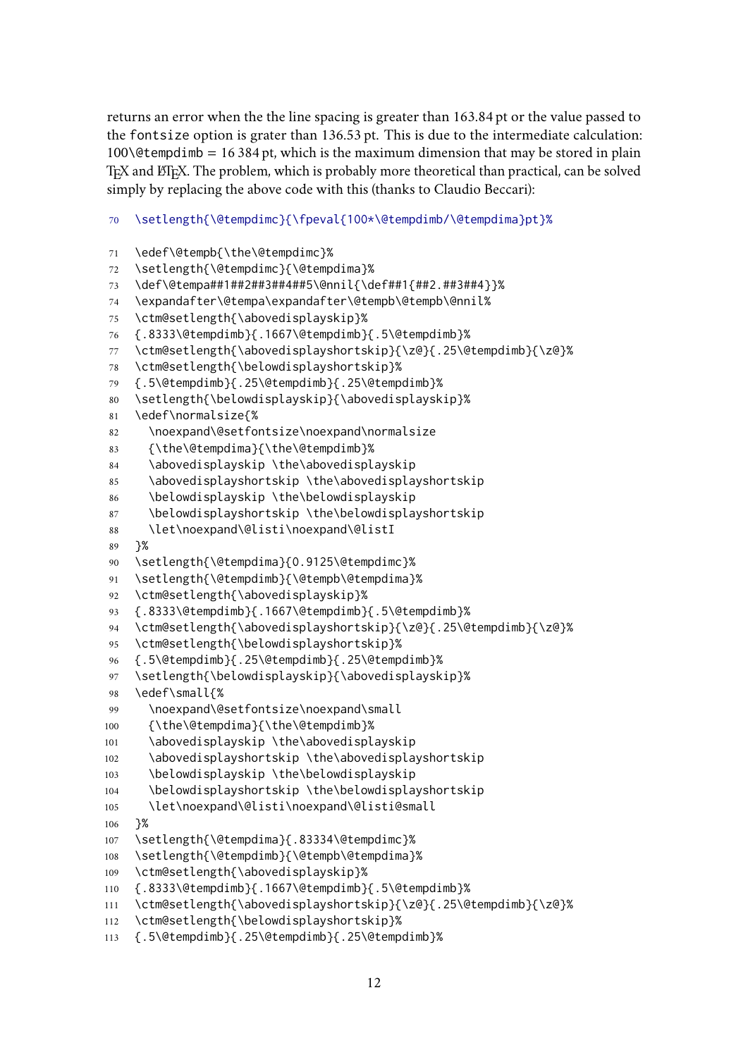returns an error when the the line spacing is greater than 163.84 pt or the value passed to the `fontsize` option is grater than 136.53 pt. This is due to the intermediate calculation: `100\@tempdimb` = 16 384 pt, which is the maximum dimension that may be stored in plain TeX and LaTeX. The problem, which is probably more theoretical than practical, can be solved simply by replacing the above code with this (thanks to Claudio Beccari):

```
70  \setlength{\@tempdimc}{\fpeval{100*\@tempdimb/\@tempdima}pt}%
```

```
71  \edef\@tempb{\the\@tempdimc}%
72  \setlength{\@tempdimc}{\@tempdima}%
73  \def\@tempa##1##2##3##4##5\@nnil{\def##1{##2.##3##4}}%
74  \expandafter\@tempa\expandafter\@tempb\@tempb\@nnil%
75  \ctm@setlength{\abovedisplayskip}%
76  {.8333\@tempdimb}{.1667\@tempdimb}{.5\@tempdimb}%
77  \ctm@setlength{\abovedisplayshortskip}{\z@}{.25\@tempdimb}{\z@}%
78  \ctm@setlength{\belowdisplayshortskip}%
79  {.5\@tempdimb}{.25\@tempdimb}{.25\@tempdimb}%
80  \setlength{\belowdisplayskip}{\abovedisplayskip}%
81  \edef\normalsize{%
82    \noexpand\@setfontsize\noexpand\normalsize
83    {\the\@tempdima}{\the\@tempdimb}%
84    \abovedisplayskip \the\abovedisplayskip
85    \abovedisplayshortskip \the\abovedisplayshortskip
86    \belowdisplayskip \the\belowdisplayskip
87    \belowdisplayshortskip \the\belowdisplayshortskip
88    \let\noexpand\@listi\noexpand\@listI
89  }%
90  \setlength{\@tempdima}{0.9125\@tempdimc}%
91  \setlength{\@tempdimb}{\@tempb\@tempdima}%
92  \ctm@setlength{\abovedisplayskip}%
93  {.8333\@tempdimb}{.1667\@tempdimb}{.5\@tempdimb}%
94  \ctm@setlength{\abovedisplayshortskip}{\z@}{.25\@tempdimb}{\z@}%
95  \ctm@setlength{\belowdisplayshortskip}%
96  {.5\@tempdimb}{.25\@tempdimb}{.25\@tempdimb}%
97  \setlength{\belowdisplayskip}{\abovedisplayskip}%
98  \edef\small{%
99    \noexpand\@setfontsize\noexpand\small
100   {\the\@tempdima}{\the\@tempdimb}%
101   \abovedisplayskip \the\abovedisplayskip
102   \abovedisplayshortskip \the\abovedisplayshortskip
103   \belowdisplayskip \the\belowdisplayskip
104   \belowdisplayshortskip \the\belowdisplayshortskip
105   \let\noexpand\@listi\noexpand\@listi@small
106 }%
107 \setlength{\@tempdima}{.83334\@tempdimc}%
108 \setlength{\@tempdimb}{\@tempb\@tempdima}%
109 \ctm@setlength{\abovedisplayskip}%
110 {.8333\@tempdimb}{.1667\@tempdimb}{.5\@tempdimb}%
111 \ctm@setlength{\abovedisplayshortskip}{\z@}{.25\@tempdimb}{\z@}%
112 \ctm@setlength{\belowdisplayshortskip}%
113 {.5\@tempdimb}{.25\@tempdimb}{.25\@tempdimb}%
```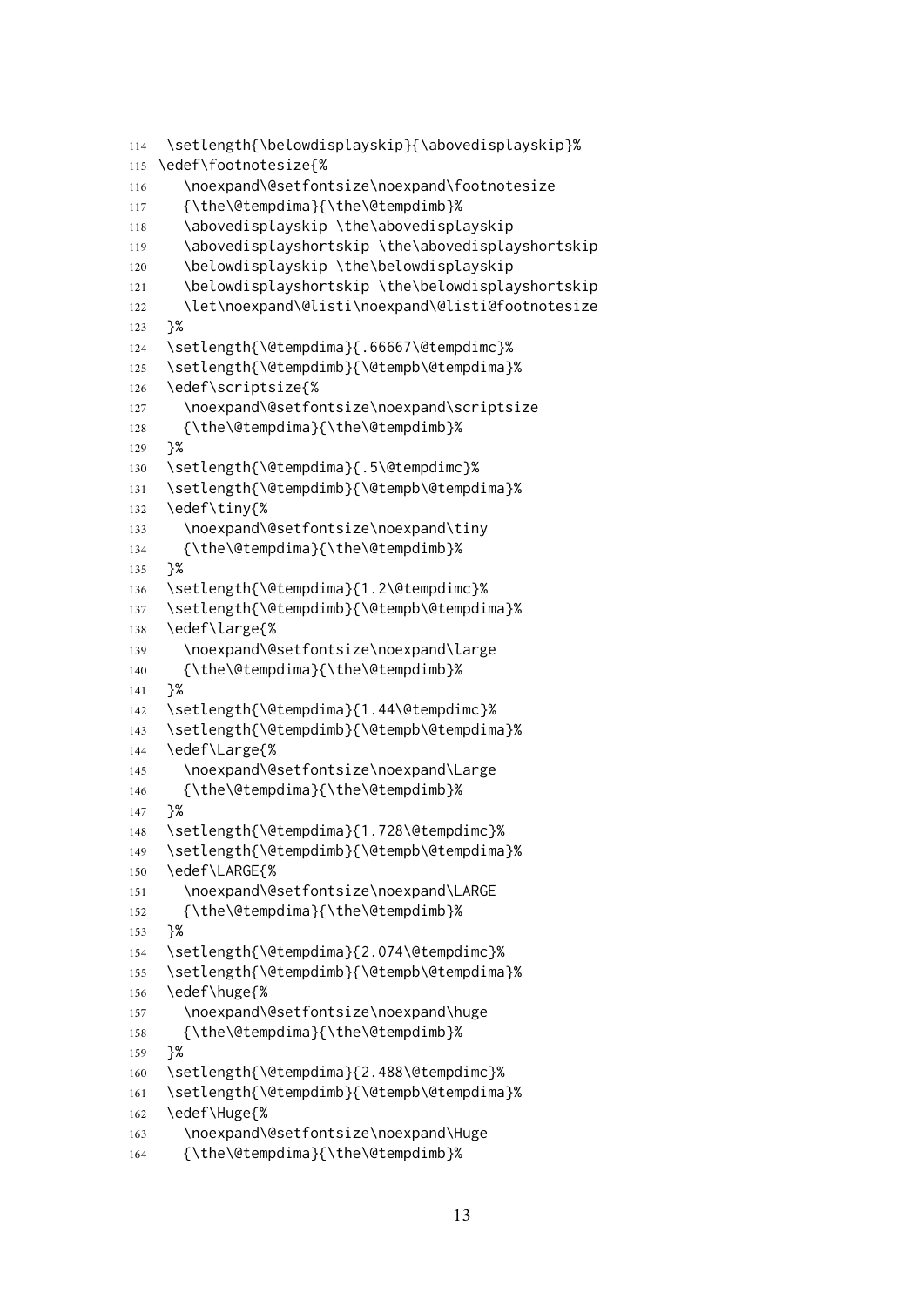```
114  \setlength{\belowdisplayskip}{\abovedisplayskip}%
115 \edef\footnotesize{%
116    \noexpand\@setfontsize\noexpand\footnotesize
117    {\the\@tempdima}{\the\@tempdimb}%
118    \abovedisplayskip \the\abovedisplayskip
119    \abovedisplayshortskip \the\abovedisplayshortskip
120    \belowdisplayskip \the\belowdisplayskip
121    \belowdisplayshortskip \the\belowdisplayshortskip
122    \let\noexpand\@listi\noexpand\@listi@footnotesize
123  }%
124  \setlength{\@tempdima}{.66667\@tempdimc}%
125  \setlength{\@tempdimb}{\@tempb\@tempdima}%
126  \edef\scriptsize{%
127    \noexpand\@setfontsize\noexpand\scriptsize
128    {\the\@tempdima}{\the\@tempdimb}%
129  }%
130  \setlength{\@tempdima}{.5\@tempdimc}%
131  \setlength{\@tempdimb}{\@tempb\@tempdima}%
132  \edef\tiny{%
133    \noexpand\@setfontsize\noexpand\tiny
134    {\the\@tempdima}{\the\@tempdimb}%
135  }%
136  \setlength{\@tempdima}{1.2\@tempdimc}%
137  \setlength{\@tempdimb}{\@tempb\@tempdima}%
138  \edef\large{%
139    \noexpand\@setfontsize\noexpand\large
140    {\the\@tempdima}{\the\@tempdimb}%
141  }%
142  \setlength{\@tempdima}{1.44\@tempdimc}%
143  \setlength{\@tempdimb}{\@tempb\@tempdima}%
144  \edef\Large{%
145    \noexpand\@setfontsize\noexpand\Large
146    {\the\@tempdima}{\the\@tempdimb}%
147  }%
148  \setlength{\@tempdima}{1.728\@tempdimc}%
149  \setlength{\@tempdimb}{\@tempb\@tempdima}%
150  \edef\LARGE{%
151    \noexpand\@setfontsize\noexpand\LARGE
152    {\the\@tempdima}{\the\@tempdimb}%
153  }%
154  \setlength{\@tempdima}{2.074\@tempdimc}%
155  \setlength{\@tempdimb}{\@tempb\@tempdima}%
156  \edef\huge{%
157    \noexpand\@setfontsize\noexpand\huge
158    {\the\@tempdima}{\the\@tempdimb}%
159  }%
160  \setlength{\@tempdima}{2.488\@tempdimc}%
161  \setlength{\@tempdimb}{\@tempb\@tempdima}%
162  \edef\Huge{%
163    \noexpand\@setfontsize\noexpand\Huge
164    {\the\@tempdima}{\the\@tempdimb}%
```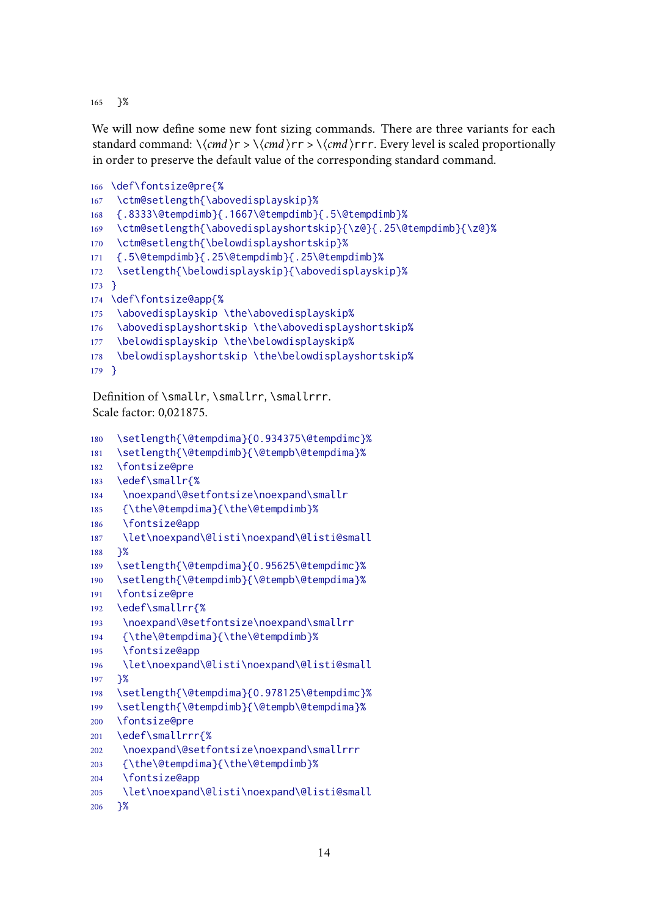```
165  }%
```

We will now define some new font sizing commands. There are three variants for each standard command: \⟨*cmd*⟩r > \⟨*cmd*⟩rr > \⟨*cmd*⟩rrr. Every level is scaled proportionally in order to preserve the default value of the corresponding standard command.

```
166 \def\fontsize@pre{%
167  \ctm@setlength{\abovedisplayskip}%
168  {.8333\@tempdimb}{.1667\@tempdimb}{.5\@tempdimb}%
169  \ctm@setlength{\abovedisplayshortskip}{\z@}{.25\@tempdimb}{\z@}%
170  \ctm@setlength{\belowdisplayshortskip}%
171  {.5\@tempdimb}{.25\@tempdimb}{.25\@tempdimb}%
172  \setlength{\belowdisplayskip}{\abovedisplayskip}%
173 }
174 \def\fontsize@app{%
175  \abovedisplayskip \the\abovedisplayskip%
176  \abovedisplayshortskip \the\abovedisplayshortskip%
177  \belowdisplayskip \the\belowdisplayskip%
178  \belowdisplayshortskip \the\belowdisplayshortskip%
179 }
```

Definition of \smallr, \smallrr, \smallrrr.
Scale factor: 0,021875.

```
180  \setlength{\@tempdima}{0.934375\@tempdimc}%
181  \setlength{\@tempdimb}{\@tempb\@tempdima}%
182  \fontsize@pre
183  \edef\smallr{%
184   \noexpand\@setfontsize\noexpand\smallr
185   {\the\@tempdima}{\the\@tempdimb}%
186   \fontsize@app
187   \let\noexpand\@listi\noexpand\@listi@small
188  }%
189  \setlength{\@tempdima}{0.95625\@tempdimc}%
190  \setlength{\@tempdimb}{\@tempb\@tempdima}%
191  \fontsize@pre
192  \edef\smallrr{%
193   \noexpand\@setfontsize\noexpand\smallrr
194   {\the\@tempdima}{\the\@tempdimb}%
195   \fontsize@app
196   \let\noexpand\@listi\noexpand\@listi@small
197  }%
198  \setlength{\@tempdima}{0.978125\@tempdimc}%
199  \setlength{\@tempdimb}{\@tempb\@tempdima}%
200  \fontsize@pre
201  \edef\smallrrr{%
202   \noexpand\@setfontsize\noexpand\smallrrr
203   {\the\@tempdima}{\the\@tempdimb}%
204   \fontsize@app
205   \let\noexpand\@listi\noexpand\@listi@small
206  }%
```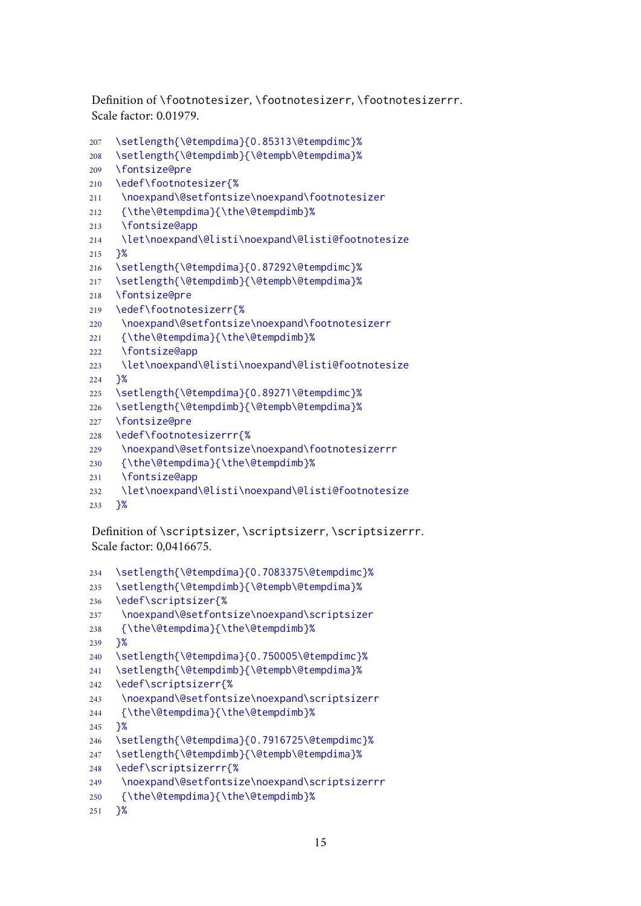Definition of `\footnotesizer`, `\footnotesizerr`, `\footnotesizerrr`.
Scale factor: 0.01979.

```
207 \setlength{\@tempdima}{0.85313\@tempdimc}%
208 \setlength{\@tempdimb}{\@tempb\@tempdima}%
209 \fontsize@pre
210 \edef\footnotesizer{%
211  \noexpand\@setfontsize\noexpand\footnotesizer
212  {\the\@tempdima}{\the\@tempdimb}%
213  \fontsize@app
214  \let\noexpand\@listi\noexpand\@listi@footnotesize
215 }%
216 \setlength{\@tempdima}{0.87292\@tempdimc}%
217 \setlength{\@tempdimb}{\@tempb\@tempdima}%
218 \fontsize@pre
219 \edef\footnotesizerr{%
220  \noexpand\@setfontsize\noexpand\footnotesizerr
221  {\the\@tempdima}{\the\@tempdimb}%
222  \fontsize@app
223  \let\noexpand\@listi\noexpand\@listi@footnotesize
224 }%
225 \setlength{\@tempdima}{0.89271\@tempdimc}%
226 \setlength{\@tempdimb}{\@tempb\@tempdima}%
227 \fontsize@pre
228 \edef\footnotesizerrr{%
229  \noexpand\@setfontsize\noexpand\footnotesizerrr
230  {\the\@tempdima}{\the\@tempdimb}%
231  \fontsize@app
232  \let\noexpand\@listi\noexpand\@listi@footnotesize
233 }%
```

Definition of `\scriptsizer`, `\scriptsizerr`, `\scriptsizerrr`.
Scale factor: 0,0416675.

```
234 \setlength{\@tempdima}{0.7083375\@tempdimc}%
235 \setlength{\@tempdimb}{\@tempb\@tempdima}%
236 \edef\scriptsizer{%
237  \noexpand\@setfontsize\noexpand\scriptsizer
238  {\the\@tempdima}{\the\@tempdimb}%
239 }%
240 \setlength{\@tempdima}{0.750005\@tempdimc}%
241 \setlength{\@tempdimb}{\@tempb\@tempdima}%
242 \edef\scriptsizerr{%
243  \noexpand\@setfontsize\noexpand\scriptsizerr
244  {\the\@tempdima}{\the\@tempdimb}%
245 }%
246 \setlength{\@tempdima}{0.7916725\@tempdimc}%
247 \setlength{\@tempdimb}{\@tempb\@tempdima}%
248 \edef\scriptsizerrr{%
249  \noexpand\@setfontsize\noexpand\scriptsizerrr
250  {\the\@tempdima}{\the\@tempdimb}%
251 }%
```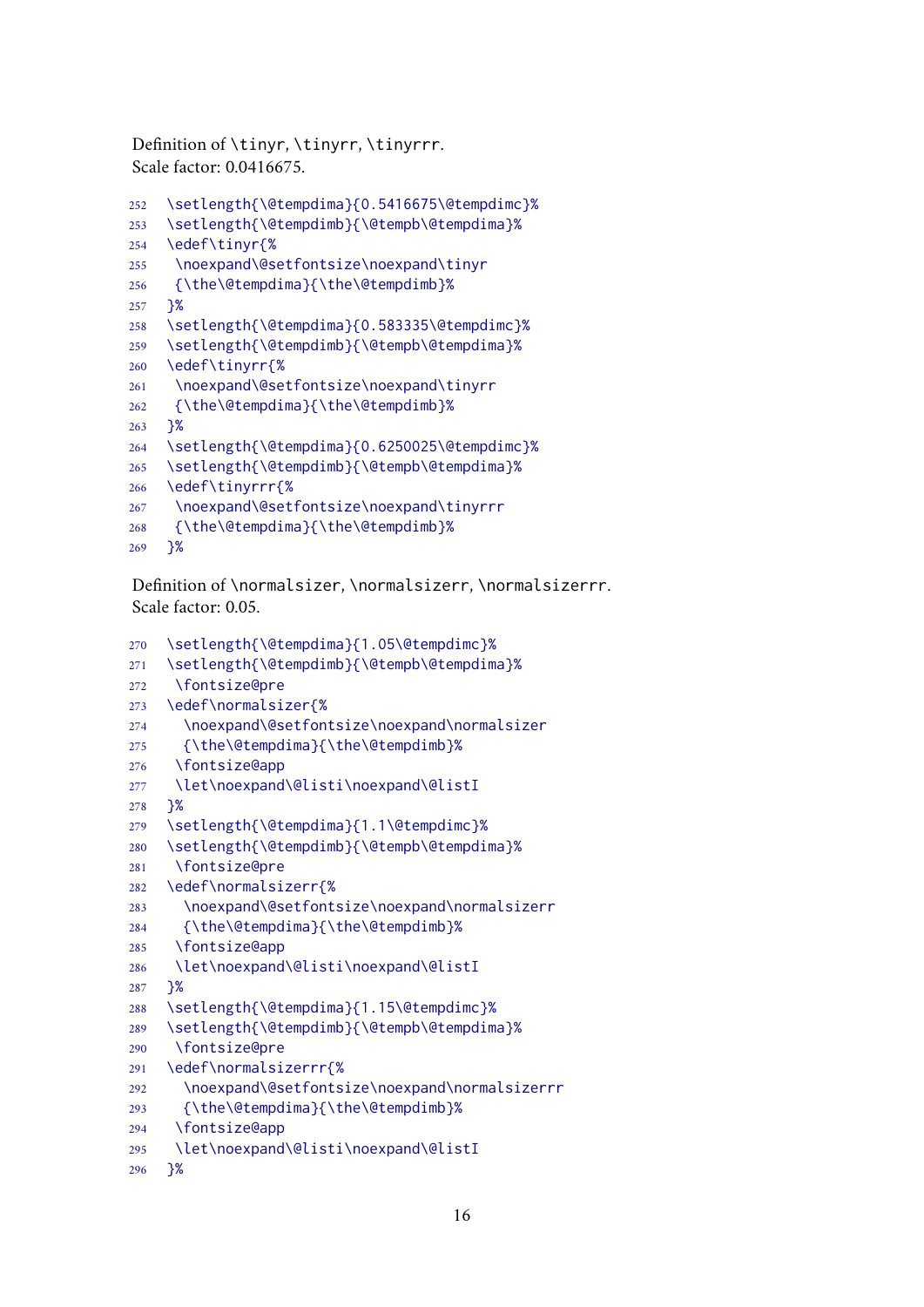Definition of \tinyr, \tinyrr, \tinyrrr.
Scale factor: 0.0416675.

```
252 \setlength{\@tempdima}{0.5416675\@tempdimc}%
253 \setlength{\@tempdimb}{\@tempb\@tempdima}%
254 \edef\tinyr{%
255  \noexpand\@setfontsize\noexpand\tinyr
256  {\the\@tempdima}{\the\@tempdimb}%
257 }%
258 \setlength{\@tempdima}{0.583335\@tempdimc}%
259 \setlength{\@tempdimb}{\@tempb\@tempdima}%
260 \edef\tinyrr{%
261  \noexpand\@setfontsize\noexpand\tinyrr
262  {\the\@tempdima}{\the\@tempdimb}%
263 }%
264 \setlength{\@tempdima}{0.6250025\@tempdimc}%
265 \setlength{\@tempdimb}{\@tempb\@tempdima}%
266 \edef\tinyrrr{%
267  \noexpand\@setfontsize\noexpand\tinyrrr
268  {\the\@tempdima}{\the\@tempdimb}%
269 }%
```

Definition of \normalsizer, \normalsizerr, \normalsizerrr.
Scale factor: 0.05.

```
270 \setlength{\@tempdima}{1.05\@tempdimc}%
271 \setlength{\@tempdimb}{\@tempb\@tempdima}%
272  \fontsize@pre
273 \edef\normalsizer{%
274   \noexpand\@setfontsize\noexpand\normalsizer
275   {\the\@tempdima}{\the\@tempdimb}%
276  \fontsize@app
277  \let\noexpand\@listi\noexpand\@listI
278 }%
279 \setlength{\@tempdima}{1.1\@tempdimc}%
280 \setlength{\@tempdimb}{\@tempb\@tempdima}%
281  \fontsize@pre
282 \edef\normalsizerr{%
283   \noexpand\@setfontsize\noexpand\normalsizerr
284   {\the\@tempdima}{\the\@tempdimb}%
285  \fontsize@app
286  \let\noexpand\@listi\noexpand\@listI
287 }%
288 \setlength{\@tempdima}{1.15\@tempdimc}%
289 \setlength{\@tempdimb}{\@tempb\@tempdima}%
290  \fontsize@pre
291 \edef\normalsizerrr{%
292   \noexpand\@setfontsize\noexpand\normalsizerrr
293   {\the\@tempdima}{\the\@tempdimb}%
294  \fontsize@app
295  \let\noexpand\@listi\noexpand\@listI
296 }%
```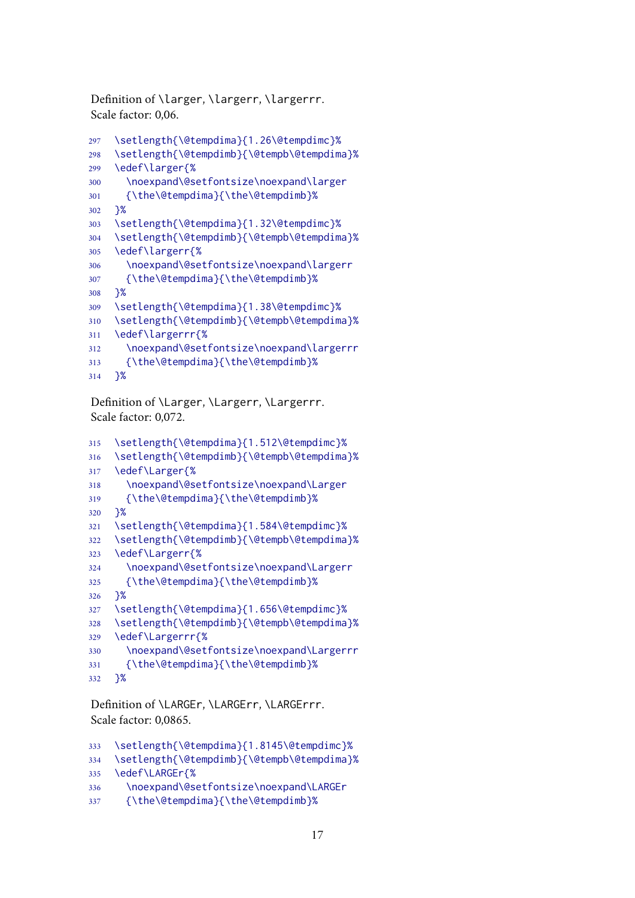Definition of `\larger`, `\largerr`, `\largerrr`.
Scale factor: 0,06.

```
297 \setlength{\@tempdima}{1.26\@tempdimc}%
298 \setlength{\@tempdimb}{\@tempb\@tempdima}%
299 \edef\larger{%
300   \noexpand\@setfontsize\noexpand\larger
301   {\the\@tempdima}{\the\@tempdimb}%
302 }%
303 \setlength{\@tempdima}{1.32\@tempdimc}%
304 \setlength{\@tempdimb}{\@tempb\@tempdima}%
305 \edef\largerr{%
306   \noexpand\@setfontsize\noexpand\largerr
307   {\the\@tempdima}{\the\@tempdimb}%
308 }%
309 \setlength{\@tempdima}{1.38\@tempdimc}%
310 \setlength{\@tempdimb}{\@tempb\@tempdima}%
311 \edef\largerrr{%
312   \noexpand\@setfontsize\noexpand\largerrr
313   {\the\@tempdima}{\the\@tempdimb}%
314 }%
```

Definition of `\Larger`, `\Largerr`, `\Largerrr`.
Scale factor: 0,072.

```
315 \setlength{\@tempdima}{1.512\@tempdimc}%
316 \setlength{\@tempdimb}{\@tempb\@tempdima}%
317 \edef\Larger{%
318   \noexpand\@setfontsize\noexpand\Larger
319   {\the\@tempdima}{\the\@tempdimb}%
320 }%
321 \setlength{\@tempdima}{1.584\@tempdimc}%
322 \setlength{\@tempdimb}{\@tempb\@tempdima}%
323 \edef\Largerr{%
324   \noexpand\@setfontsize\noexpand\Largerr
325   {\the\@tempdima}{\the\@tempdimb}%
326 }%
327 \setlength{\@tempdima}{1.656\@tempdimc}%
328 \setlength{\@tempdimb}{\@tempb\@tempdima}%
329 \edef\Largerrr{%
330   \noexpand\@setfontsize\noexpand\Largerrr
331   {\the\@tempdima}{\the\@tempdimb}%
332 }%
```

Definition of `\LARGEr`, `\LARGErr`, `\LARGErrr`.
Scale factor: 0,0865.

```
333 \setlength{\@tempdima}{1.8145\@tempdimc}%
334 \setlength{\@tempdimb}{\@tempb\@tempdima}%
335 \edef\LARGEr{%
336   \noexpand\@setfontsize\noexpand\LARGEr
337   {\the\@tempdima}{\the\@tempdimb}%
```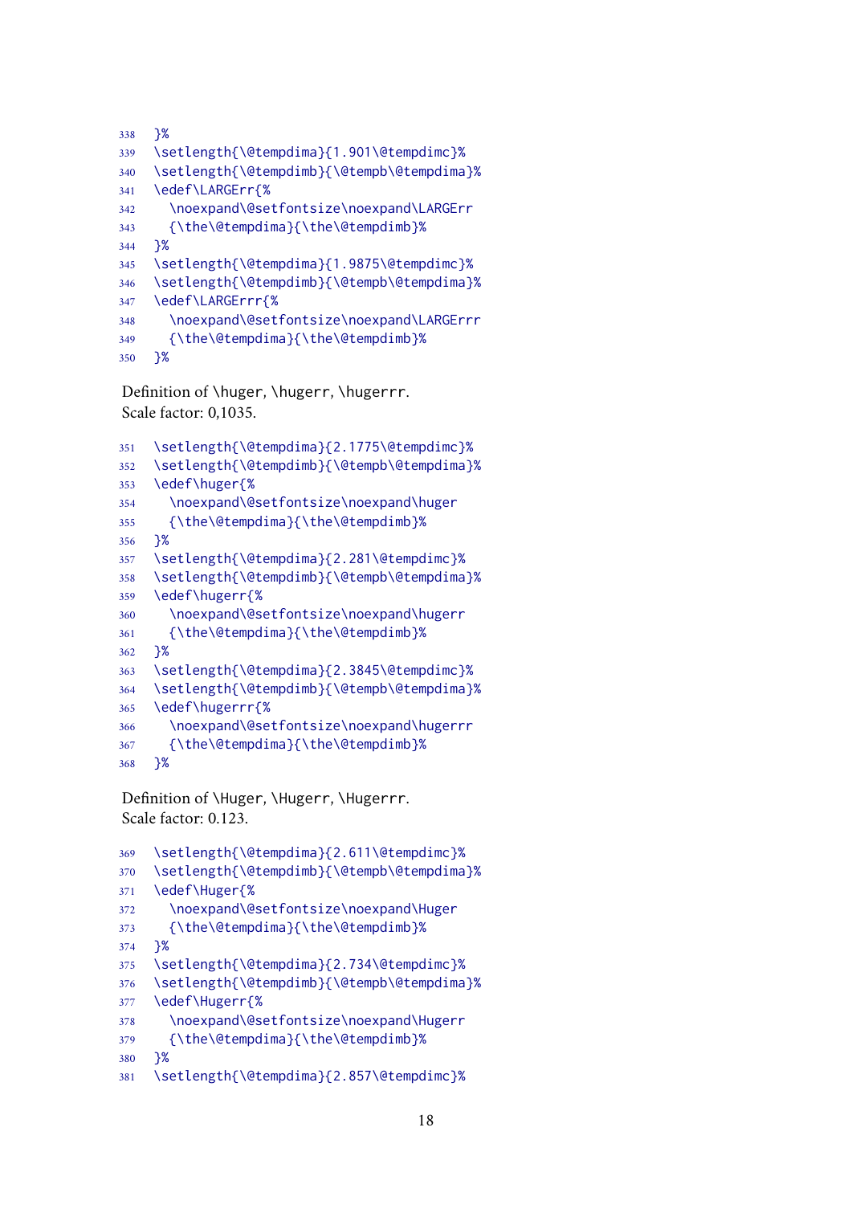```
338 }%
339 \setlength{\@tempdima}{1.901\@tempdimc}%
340 \setlength{\@tempdimb}{\@tempb\@tempdima}%
341 \edef\LARGErr{%
342   \noexpand\@setfontsize\noexpand\LARGErr
343   {\the\@tempdima}{\the\@tempdimb}%
344 }%
345 \setlength{\@tempdima}{1.9875\@tempdimc}%
346 \setlength{\@tempdimb}{\@tempb\@tempdima}%
347 \edef\LARGErrr{%
348   \noexpand\@setfontsize\noexpand\LARGErrr
349   {\the\@tempdima}{\the\@tempdimb}%
350 }%
```

Definition of `\huger`, `\hugerr`, `\hugerrr`.
Scale factor: 0,1035.

```
351 \setlength{\@tempdima}{2.1775\@tempdimc}%
352 \setlength{\@tempdimb}{\@tempb\@tempdima}%
353 \edef\huger{%
354   \noexpand\@setfontsize\noexpand\huger
355   {\the\@tempdima}{\the\@tempdimb}%
356 }%
357 \setlength{\@tempdima}{2.281\@tempdimc}%
358 \setlength{\@tempdimb}{\@tempb\@tempdima}%
359 \edef\hugerr{%
360   \noexpand\@setfontsize\noexpand\hugerr
361   {\the\@tempdima}{\the\@tempdimb}%
362 }%
363 \setlength{\@tempdima}{2.3845\@tempdimc}%
364 \setlength{\@tempdimb}{\@tempb\@tempdima}%
365 \edef\hugerrr{%
366   \noexpand\@setfontsize\noexpand\hugerrr
367   {\the\@tempdima}{\the\@tempdimb}%
368 }%
```

Definition of `\Huger`, `\Hugerr`, `\Hugerrr`.
Scale factor: 0.123.

```
369 \setlength{\@tempdima}{2.611\@tempdimc}%
370 \setlength{\@tempdimb}{\@tempb\@tempdima}%
371 \edef\Huger{%
372   \noexpand\@setfontsize\noexpand\Huger
373   {\the\@tempdima}{\the\@tempdimb}%
374 }%
375 \setlength{\@tempdima}{2.734\@tempdimc}%
376 \setlength{\@tempdimb}{\@tempb\@tempdima}%
377 \edef\Hugerr{%
378   \noexpand\@setfontsize\noexpand\Hugerr
379   {\the\@tempdima}{\the\@tempdimb}%
380 }%
381 \setlength{\@tempdima}{2.857\@tempdimc}%
```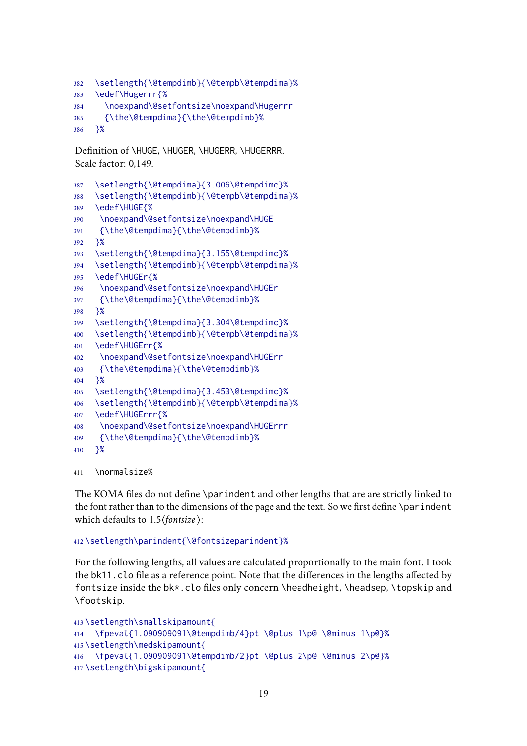```
382 \setlength{\@tempdimb}{\@tempb\@tempdima}%
383 \edef\Hugerrr{%
384   \noexpand\@setfontsize\noexpand\Hugerrr
385   {\the\@tempdima}{\the\@tempdimb}%
386 }%
```

Definition of \HUGE, \HUGER, \HUGERR, \HUGERRR.
Scale factor: 0,149.

```
387 \setlength{\@tempdima}{3.006\@tempdimc}%
388 \setlength{\@tempdimb}{\@tempb\@tempdima}%
389 \edef\HUGE{%
390  \noexpand\@setfontsize\noexpand\HUGE
391  {\the\@tempdima}{\the\@tempdimb}%
392 }%
393 \setlength{\@tempdima}{3.155\@tempdimc}%
394 \setlength{\@tempdimb}{\@tempb\@tempdima}%
395 \edef\HUGEr{%
396  \noexpand\@setfontsize\noexpand\HUGEr
397  {\the\@tempdima}{\the\@tempdimb}%
398 }%
399 \setlength{\@tempdima}{3.304\@tempdimc}%
400 \setlength{\@tempdimb}{\@tempb\@tempdima}%
401 \edef\HUGErr{%
402  \noexpand\@setfontsize\noexpand\HUGErr
403  {\the\@tempdima}{\the\@tempdimb}%
404 }%
405 \setlength{\@tempdima}{3.453\@tempdimc}%
406 \setlength{\@tempdimb}{\@tempb\@tempdima}%
407 \edef\HUGErrr{%
408  \noexpand\@setfontsize\noexpand\HUGErrr
409  {\the\@tempdima}{\the\@tempdimb}%
410 }%
```

```
411 \normalsize%
```

The KOMA files do not define `\parindent` and other lengths that are are strictly linked to the font rather than to the dimensions of the page and the text. So we first define `\parindent` which defaults to 1.5⟨*fontsize*⟩:

```
412 \setlength\parindent{\@fontsizeparindent}%
```

For the following lengths, all values are calculated proportionally to the main font. I took the `bk11.clo` file as a reference point. Note that the differences in the lengths affected by `fontsize` inside the `bk*.clo` files only concern `\headheight`, `\headsep`, `\topskip` and `\footskip`.

```
413 \setlength\smallskipamount{
414   \fpeval{1.090909091\@tempdimb/4}pt \@plus 1\p@ \@minus 1\p@}%
415 \setlength\medskipamount{
416   \fpeval{1.090909091\@tempdimb/2}pt \@plus 2\p@ \@minus 2\p@}%
417 \setlength\bigskipamount{
```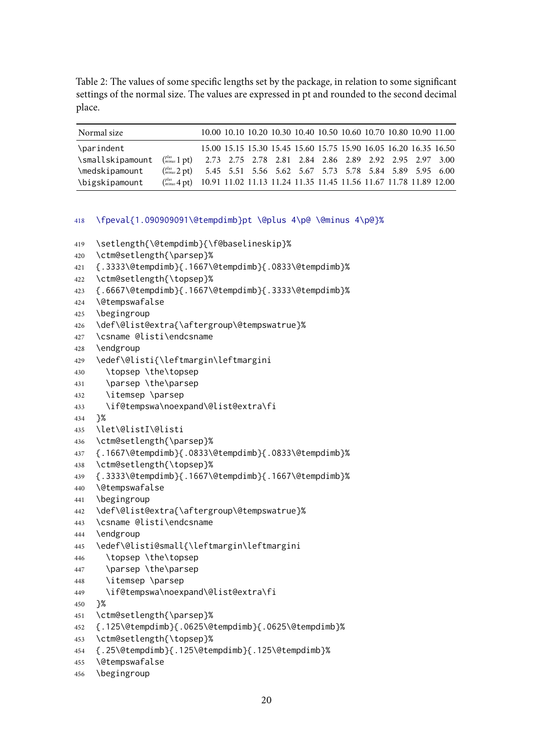Table 2: The values of some specific lengths set by the package, in relation to some significant settings of the normal size. The values are expressed in pt and rounded to the second decimal place.

| Normal size | | 10.00 | 10.10 | 10.20 | 10.30 | 10.40 | 10.50 | 10.60 | 10.70 | 10.80 | 10.90 | 11.00 |
|---|---|---|---|---|---|---|---|---|---|---|---|---|
| `\parindent` | | 15.00 | 15.15 | 15.30 | 15.45 | 15.60 | 15.75 | 15.90 | 16.05 | 16.20 | 16.35 | 16.50 |
| `\smallskipamount` | ($^{plus}_{minus}$ 1 pt) | 2.73 | 2.75 | 2.78 | 2.81 | 2.84 | 2.86 | 2.89 | 2.92 | 2.95 | 2.97 | 3.00 |
| `\medskipamount` | ($^{plus}_{minus}$ 2 pt) | 5.45 | 5.51 | 5.56 | 5.62 | 5.67 | 5.73 | 5.78 | 5.84 | 5.89 | 5.95 | 6.00 |
| `\bigskipamount` | ($^{plus}_{minus}$ 4 pt) | 10.91 | 11.02 | 11.13 | 11.24 | 11.35 | 11.45 | 11.56 | 11.67 | 11.78 | 11.89 | 12.00 |

```
418  \fpeval{1.090909091\@tempdimb}pt \@plus 4\p@ \@minus 4\p@}%
419  \setlength{\@tempdimb}{\f@baselineskip}%
420  \ctm@setlength{\parsep}%
421  {.3333\@tempdimb}{.1667\@tempdimb}{.0833\@tempdimb}%
422  \ctm@setlength{\topsep}%
423  {.6667\@tempdimb}{.1667\@tempdimb}{.3333\@tempdimb}%
424  \@tempswafalse
425  \begingroup
426  \def\@list@extra{\aftergroup\@tempswatrue}%
427  \csname @listi\endcsname
428  \endgroup
429  \edef\@listi{\leftmargin\leftmargini
430    \topsep \the\topsep
431    \parsep \the\parsep
432    \itemsep \parsep
433    \if@tempswa\noexpand\@list@extra\fi
434  }%
435  \let\@listI\@listi
436  \ctm@setlength{\parsep}%
437  {.1667\@tempdimb}{.0833\@tempdimb}{.0833\@tempdimb}%
438  \ctm@setlength{\topsep}%
439  {.3333\@tempdimb}{.1667\@tempdimb}{.1667\@tempdimb}%
440  \@tempswafalse
441  \begingroup
442  \def\@list@extra{\aftergroup\@tempswatrue}%
443  \csname @listi\endcsname
444  \endgroup
445  \edef\@listi@small{\leftmargin\leftmargini
446    \topsep \the\topsep
447    \parsep \the\parsep
448    \itemsep \parsep
449    \if@tempswa\noexpand\@list@extra\fi
450  }%
451  \ctm@setlength{\parsep}%
452  {.125\@tempdimb}{.0625\@tempdimb}{.0625\@tempdimb}%
453  \ctm@setlength{\topsep}%
454  {.25\@tempdimb}{.125\@tempdimb}{.125\@tempdimb}%
455  \@tempswafalse
456  \begingroup
```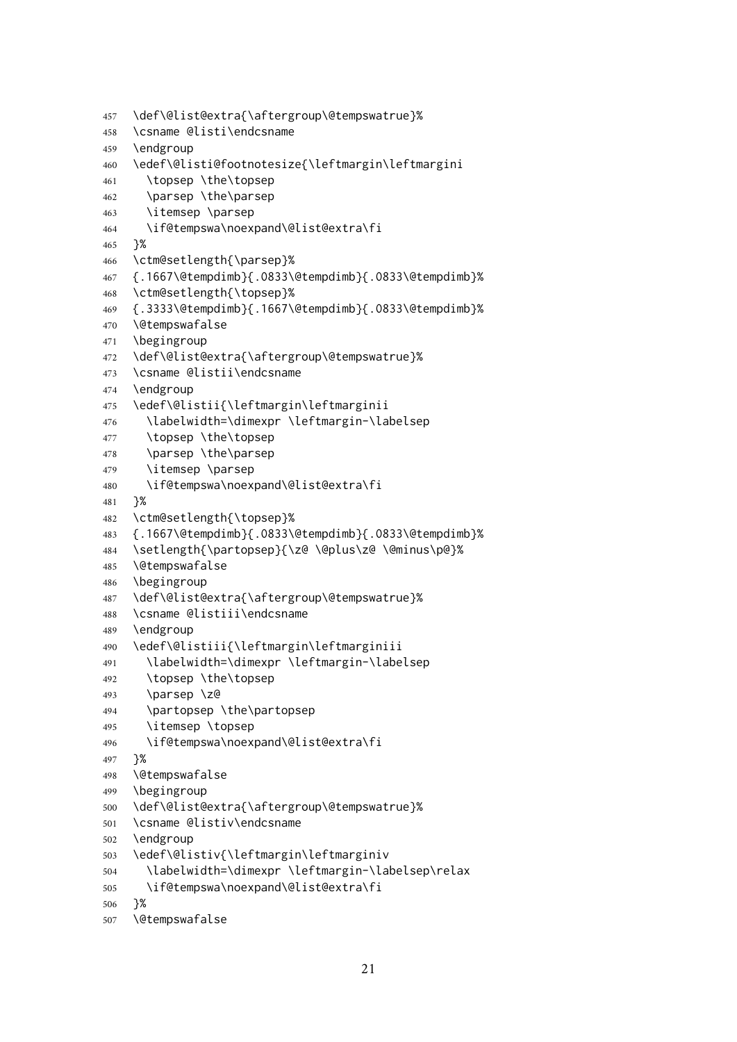```
457 \def\@list@extra{\aftergroup\@tempswatrue}%
458 \csname @listi\endcsname
459 \endgroup
460 \edef\@listi@footnotesize{\leftmargin\leftmargini
461   \topsep \the\topsep
462   \parsep \the\parsep
463   \itemsep \parsep
464   \if@tempswa\noexpand\@list@extra\fi
465 }%
466 \ctm@setlength{\parsep}%
467 {.1667\@tempdimb}{.0833\@tempdimb}{.0833\@tempdimb}%
468 \ctm@setlength{\topsep}%
469 {.3333\@tempdimb}{.1667\@tempdimb}{.0833\@tempdimb}%
470 \@tempswafalse
471 \begingroup
472 \def\@list@extra{\aftergroup\@tempswatrue}%
473 \csname @listii\endcsname
474 \endgroup
475 \edef\@listii{\leftmargin\leftmarginii
476   \labelwidth=\dimexpr \leftmargin-\labelsep
477   \topsep \the\topsep
478   \parsep \the\parsep
479   \itemsep \parsep
480   \if@tempswa\noexpand\@list@extra\fi
481 }%
482 \ctm@setlength{\topsep}%
483 {.1667\@tempdimb}{.0833\@tempdimb}{.0833\@tempdimb}%
484 \setlength{\partopsep}{\z@ \@plus\z@ \@minus\p@}%
485 \@tempswafalse
486 \begingroup
487 \def\@list@extra{\aftergroup\@tempswatrue}%
488 \csname @listiii\endcsname
489 \endgroup
490 \edef\@listiii{\leftmargin\leftmarginiii
491   \labelwidth=\dimexpr \leftmargin-\labelsep
492   \topsep \the\topsep
493   \parsep \z@
494   \partopsep \the\partopsep
495   \itemsep \topsep
496   \if@tempswa\noexpand\@list@extra\fi
497 }%
498 \@tempswafalse
499 \begingroup
500 \def\@list@extra{\aftergroup\@tempswatrue}%
501 \csname @listiv\endcsname
502 \endgroup
503 \edef\@listiv{\leftmargin\leftmarginiv
504   \labelwidth=\dimexpr \leftmargin-\labelsep\relax
505   \if@tempswa\noexpand\@list@extra\fi
506 }%
507 \@tempswafalse
```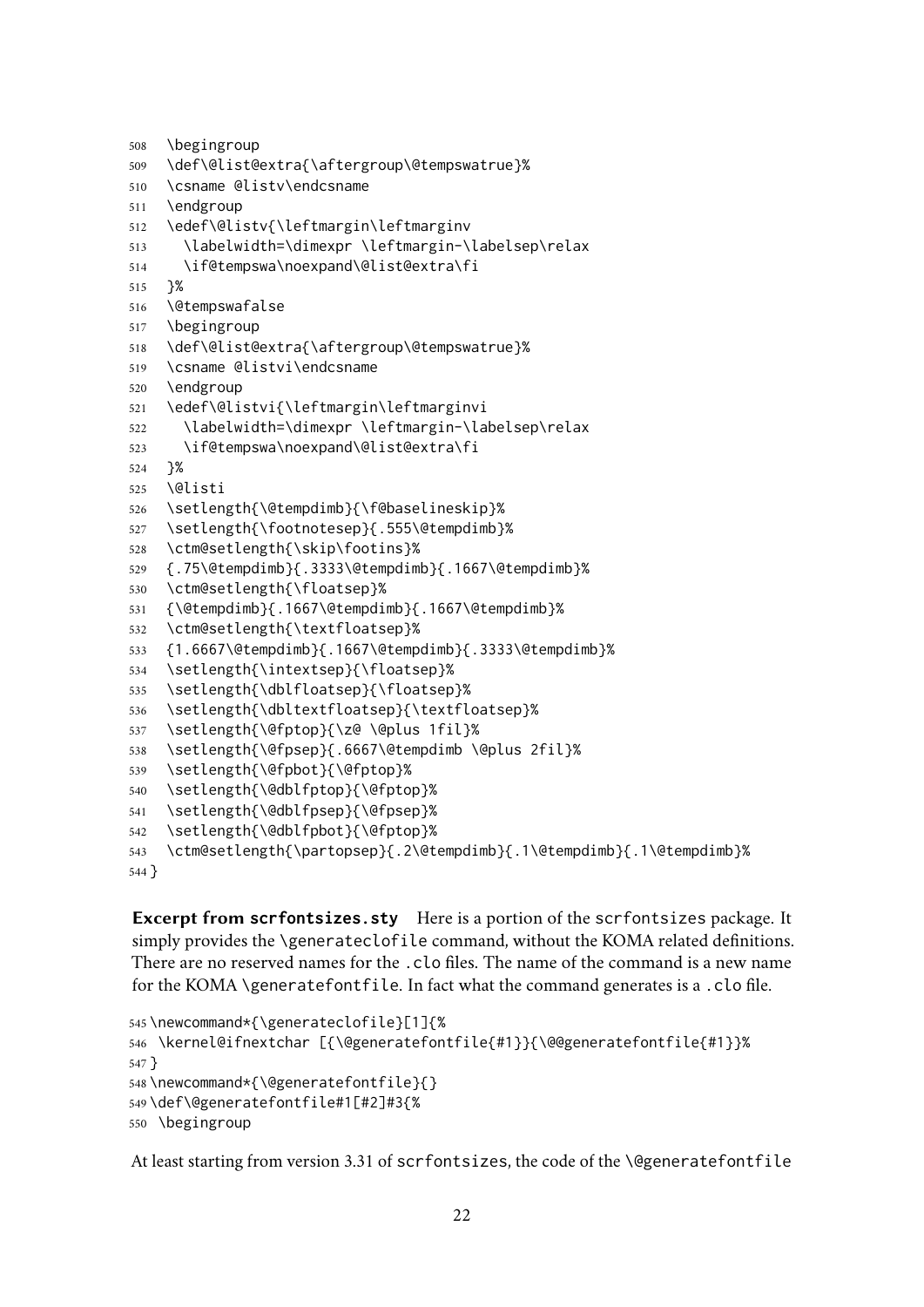```
508  \begingroup
509  \def\@list@extra{\aftergroup\@tempswatrue}%
510  \csname @listv\endcsname
511  \endgroup
512  \edef\@listv{\leftmargin\leftmarginv
513    \labelwidth=\dimexpr \leftmargin-\labelsep\relax
514    \if@tempswa\noexpand\@list@extra\fi
515  }%
516  \@tempswafalse
517  \begingroup
518  \def\@list@extra{\aftergroup\@tempswatrue}%
519  \csname @listvi\endcsname
520  \endgroup
521  \edef\@listvi{\leftmargin\leftmarginvi
522    \labelwidth=\dimexpr \leftmargin-\labelsep\relax
523    \if@tempswa\noexpand\@list@extra\fi
524  }%
525  \@listi
526  \setlength{\@tempdimb}{\f@baselineskip}%
527  \setlength{\footnotesep}{.555\@tempdimb}%
528  \ctm@setlength{\skip\footins}%
529  {.75\@tempdimb}{.3333\@tempdimb}{.1667\@tempdimb}%
530  \ctm@setlength{\floatsep}%
531  {\@tempdimb}{.1667\@tempdimb}{.1667\@tempdimb}%
532  \ctm@setlength{\textfloatsep}%
533  {1.6667\@tempdimb}{.1667\@tempdimb}{.3333\@tempdimb}%
534  \setlength{\intextsep}{\floatsep}%
535  \setlength{\dblfloatsep}{\floatsep}%
536  \setlength{\dbltextfloatsep}{\textfloatsep}%
537  \setlength{\@fptop}{\z@ \@plus 1fil}%
538  \setlength{\@fpsep}{.6667\@tempdimb \@plus 2fil}%
539  \setlength{\@fpbot}{\@fptop}%
540  \setlength{\@dblfptop}{\@fptop}%
541  \setlength{\@dblfpsep}{\@fpsep}%
542  \setlength{\@dblfpbot}{\@fptop}%
543  \ctm@setlength{\partopsep}{.2\@tempdimb}{.1\@tempdimb}{.1\@tempdimb}%
544 }
```

**Excerpt from `scrfontsizes.sty`** Here is a portion of the scrfontsizes package. It simply provides the \generateclofile command, without the KOMA related definitions. There are no reserved names for the .clo files. The name of the command is a new name for the KOMA \generatefontfile. In fact what the command generates is a .clo file.

```
545 \newcommand*{\generateclofile}[1]{%
546  \kernel@ifnextchar [{\@generatefontfile{#1}}{\@@generatefontfile{#1}}%
547 }
548 \newcommand*{\@generatefontfile}{}
549 \def\@generatefontfile#1[#2]#3{%
550  \begingroup
```

At least starting from version 3.31 of scrfontsizes, the code of the \@generatefontfile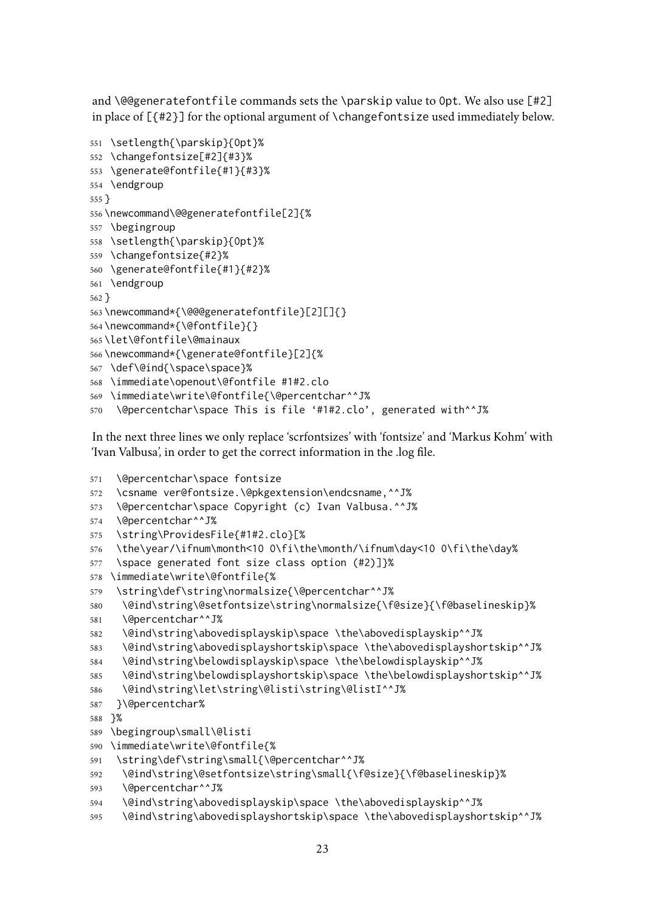and \@@generatefontfile commands sets the \parskip value to 0pt. We also use [#2] in place of [{#2}] for the optional argument of \changefontsize used immediately below.

```
551  \setlength{\parskip}{0pt}%
552  \changefontsize[#2]{#3}%
553  \generate@fontfile{#1}{#3}%
554  \endgroup
555 }
556 \newcommand\@@generatefontfile[2]{%
557  \begingroup
558  \setlength{\parskip}{0pt}%
559  \changefontsize{#2}%
560  \generate@fontfile{#1}{#2}%
561  \endgroup
562 }
563 \newcommand*{\@@@generatefontfile}[2][]{}
564 \newcommand*{\@fontfile}{}
565 \let\@fontfile\@mainaux
566 \newcommand*{\generate@fontfile}[2]{%
567  \def\@ind{\space\space}%
568  \immediate\openout\@fontfile #1#2.clo
569  \immediate\write\@fontfile{\@percentchar^^J%
570   \@percentchar\space This is file '#1#2.clo', generated with^^J%
```

In the next three lines we only replace 'scrfontsizes' with 'fontsize' and 'Markus Kohm' with 'Ivan Valbusa', in order to get the correct information in the .log file.

```
571   \@percentchar\space fontsize
572   \csname ver@fontsize.\@pkgextension\endcsname,^^J%
573   \@percentchar\space Copyright (c) Ivan Valbusa.^^J%
574   \@percentchar^^J%
575   \string\ProvidesFile{#1#2.clo}[%
576   \the\year/\ifnum\month<10 0\fi\the\month/\ifnum\day<10 0\fi\the\day%
577   \space generated font size class option (#2)]}%
578  \immediate\write\@fontfile{%
579   \string\def\string\normalsize{\@percentchar^^J%
580    \@ind\string\@setfontsize\string\normalsize{\f@size}{\f@baselineskip}%
581    \@percentchar^^J%
582    \@ind\string\abovedisplayskip\space \the\abovedisplayskip^^J%
583    \@ind\string\abovedisplayshortskip\space \the\abovedisplayshortskip^^J%
584    \@ind\string\belowdisplayskip\space \the\belowdisplayskip^^J%
585    \@ind\string\belowdisplayshortskip\space \the\belowdisplayshortskip^^J%
586    \@ind\string\let\string\@listi\string\@listI^^J%
587   }\@percentchar%
588  }%
589  \begingroup\small\@listi
590  \immediate\write\@fontfile{%
591   \string\def\string\small{\@percentchar^^J%
592    \@ind\string\@setfontsize\string\small{\f@size}{\f@baselineskip}%
593    \@percentchar^^J%
594    \@ind\string\abovedisplayskip\space \the\abovedisplayskip^^J%
595    \@ind\string\abovedisplayshortskip\space \the\abovedisplayshortskip^^J%
```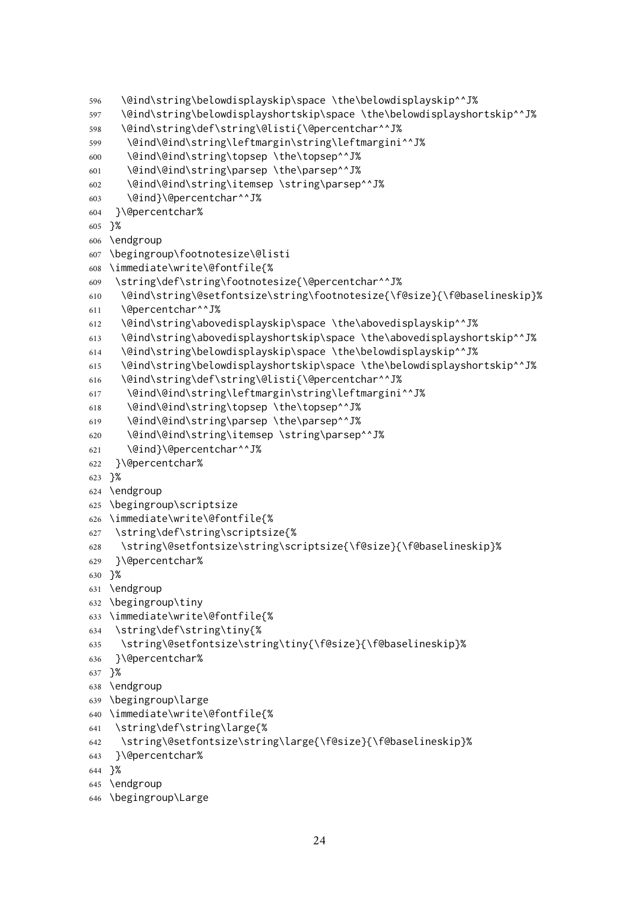```
596  \@ind\string\belowdisplayskip\space \the\belowdisplayskip^^J%
597  \@ind\string\belowdisplayshortskip\space \the\belowdisplayshortskip^^J%
598  \@ind\string\def\string\@listi{\@percentchar^^J%
599   \@ind\@ind\string\leftmargin\string\leftmargini^^J%
600   \@ind\@ind\string\topsep \the\topsep^^J%
601   \@ind\@ind\string\parsep \the\parsep^^J%
602   \@ind\@ind\string\itemsep \string\parsep^^J%
603   \@ind}\@percentchar^^J%
604 }\@percentchar%
605 }%
606 \endgroup
607 \begingroup\footnotesize\@listi
608 \immediate\write\@fontfile{%
609  \string\def\string\footnotesize{\@percentchar^^J%
610   \@ind\string\@setfontsize\string\footnotesize{\f@size}{\f@baselineskip}%
611   \@percentchar^^J%
612   \@ind\string\abovedisplayskip\space \the\abovedisplayskip^^J%
613   \@ind\string\abovedisplayshortskip\space \the\abovedisplayshortskip^^J%
614   \@ind\string\belowdisplayskip\space \the\belowdisplayskip^^J%
615   \@ind\string\belowdisplayshortskip\space \the\belowdisplayshortskip^^J%
616   \@ind\string\def\string\@listi{\@percentchar^^J%
617    \@ind\@ind\string\leftmargin\string\leftmargini^^J%
618    \@ind\@ind\string\topsep \the\topsep^^J%
619    \@ind\@ind\string\parsep \the\parsep^^J%
620    \@ind\@ind\string\itemsep \string\parsep^^J%
621    \@ind}\@percentchar^^J%
622  }\@percentchar%
623 }%
624 \endgroup
625 \begingroup\scriptsize
626 \immediate\write\@fontfile{%
627  \string\def\string\scriptsize{%
628   \string\@setfontsize\string\scriptsize{\f@size}{\f@baselineskip}%
629  }\@percentchar%
630 }%
631 \endgroup
632 \begingroup\tiny
633 \immediate\write\@fontfile{%
634  \string\def\string\tiny{%
635   \string\@setfontsize\string\tiny{\f@size}{\f@baselineskip}%
636  }\@percentchar%
637 }%
638 \endgroup
639 \begingroup\large
640 \immediate\write\@fontfile{%
641  \string\def\string\large{%
642   \string\@setfontsize\string\large{\f@size}{\f@baselineskip}%
643  }\@percentchar%
644 }%
645 \endgroup
646 \begingroup\Large
```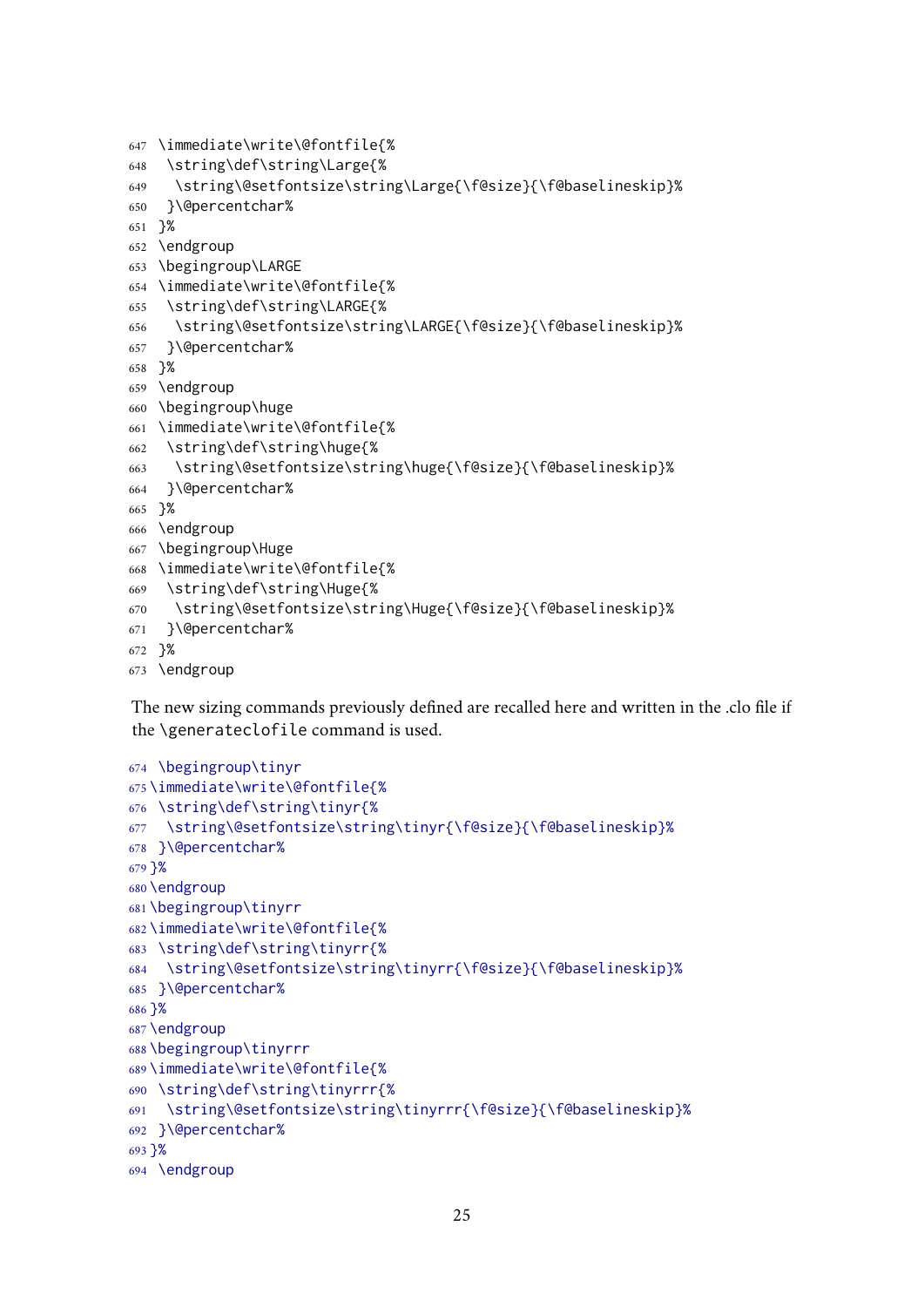```
647 \immediate\write\@fontfile{%
648  \string\def\string\Large{%
649   \string\@setfontsize\string\Large{\f@size}{\f@baselineskip}%
650  }\@percentchar%
651 }%
652 \endgroup
653 \begingroup\LARGE
654 \immediate\write\@fontfile{%
655  \string\def\string\LARGE{%
656   \string\@setfontsize\string\LARGE{\f@size}{\f@baselineskip}%
657  }\@percentchar%
658 }%
659 \endgroup
660 \begingroup\huge
661 \immediate\write\@fontfile{%
662  \string\def\string\huge{%
663   \string\@setfontsize\string\huge{\f@size}{\f@baselineskip}%
664  }\@percentchar%
665 }%
666 \endgroup
667 \begingroup\Huge
668 \immediate\write\@fontfile{%
669  \string\def\string\Huge{%
670   \string\@setfontsize\string\Huge{\f@size}{\f@baselineskip}%
671  }\@percentchar%
672 }%
673 \endgroup
```

The new sizing commands previously defined are recalled here and written in the .clo file if the `\generateclofile` command is used.

```
674 \begingroup\tinyr
675 \immediate\write\@fontfile{%
676  \string\def\string\tinyr{%
677   \string\@setfontsize\string\tinyr{\f@size}{\f@baselineskip}%
678  }\@percentchar%
679 }%
680 \endgroup
681 \begingroup\tinyrr
682 \immediate\write\@fontfile{%
683  \string\def\string\tinyrr{%
684   \string\@setfontsize\string\tinyrr{\f@size}{\f@baselineskip}%
685  }\@percentchar%
686 }%
687 \endgroup
688 \begingroup\tinyrrr
689 \immediate\write\@fontfile{%
690  \string\def\string\tinyrrr{%
691   \string\@setfontsize\string\tinyrrr{\f@size}{\f@baselineskip}%
692  }\@percentchar%
693 }%
694 \endgroup
```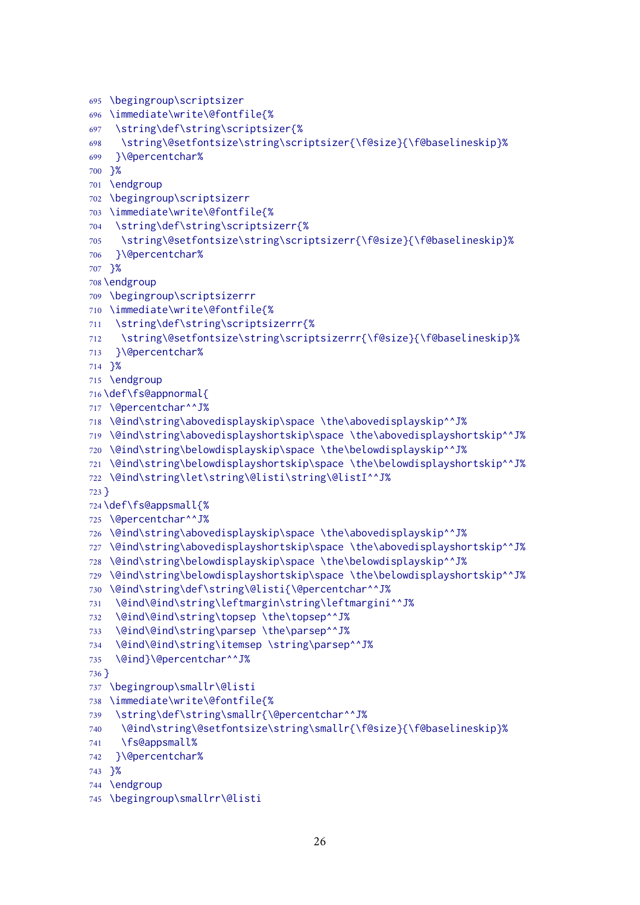```
695 \begingroup\scriptsizer
696 \immediate\write\@fontfile{%
697  \string\def\string\scriptsizer{%
698   \string\@setfontsize\string\scriptsizer{\f@size}{\f@baselineskip}%
699  }\@percentchar%
700 }%
701 \endgroup
702 \begingroup\scriptsizerr
703 \immediate\write\@fontfile{%
704  \string\def\string\scriptsizerr{%
705   \string\@setfontsize\string\scriptsizerr{\f@size}{\f@baselineskip}%
706  }\@percentchar%
707 }%
708 \endgroup
709 \begingroup\scriptsizerrr
710 \immediate\write\@fontfile{%
711  \string\def\string\scriptsizerrr{%
712   \string\@setfontsize\string\scriptsizerrr{\f@size}{\f@baselineskip}%
713  }\@percentchar%
714 }%
715 \endgroup
716 \def\fs@appnormal{
717 \@percentchar^^J%
718 \@ind\string\abovedisplayskip\space \the\abovedisplayskip^^J%
719 \@ind\string\abovedisplayshortskip\space \the\abovedisplayshortskip^^J%
720 \@ind\string\belowdisplayskip\space \the\belowdisplayskip^^J%
721 \@ind\string\belowdisplayshortskip\space \the\belowdisplayshortskip^^J%
722 \@ind\string\let\string\@listi\string\@listI^^J%
723 }
724 \def\fs@appsmall{%
725 \@percentchar^^J%
726 \@ind\string\abovedisplayskip\space \the\abovedisplayskip^^J%
727 \@ind\string\abovedisplayshortskip\space \the\abovedisplayshortskip^^J%
728 \@ind\string\belowdisplayskip\space \the\belowdisplayskip^^J%
729 \@ind\string\belowdisplayshortskip\space \the\belowdisplayshortskip^^J%
730 \@ind\string\def\string\@listi{\@percentchar^^J%
731  \@ind\@ind\string\leftmargin\string\leftmargini^^J%
732  \@ind\@ind\string\topsep \the\topsep^^J%
733  \@ind\@ind\string\parsep \the\parsep^^J%
734  \@ind\@ind\string\itemsep \string\parsep^^J%
735  \@ind}\@percentchar^^J%
736 }
737 \begingroup\smallr\@listi
738 \immediate\write\@fontfile{%
739  \string\def\string\smallr{\@percentchar^^J%
740   \@ind\string\@setfontsize\string\smallr{\f@size}{\f@baselineskip}%
741   \fs@appsmall%
742  }\@percentchar%
743 }%
744 \endgroup
745 \begingroup\smallrr\@listi
```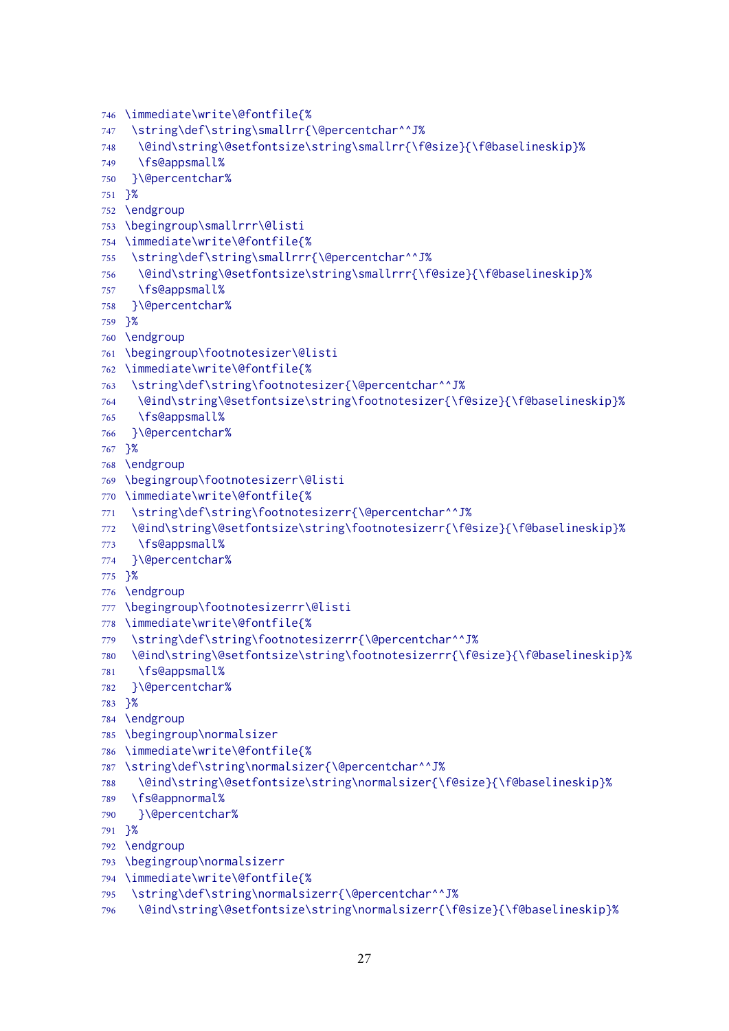```
746 \immediate\write\@fontfile{%
747  \string\def\string\smallrr{\@percentchar^^J%
748   \@ind\string\@setfontsize\string\smallrr{\f@size}{\f@baselineskip}%
749   \fs@appsmall%
750  }\@percentchar%
751 }%
752 \endgroup
753 \begingroup\smallrrr\@listi
754 \immediate\write\@fontfile{%
755  \string\def\string\smallrrr{\@percentchar^^J%
756   \@ind\string\@setfontsize\string\smallrrr{\f@size}{\f@baselineskip}%
757   \fs@appsmall%
758  }\@percentchar%
759 }%
760 \endgroup
761 \begingroup\footnotesizer\@listi
762 \immediate\write\@fontfile{%
763  \string\def\string\footnotesizer{\@percentchar^^J%
764   \@ind\string\@setfontsize\string\footnotesizer{\f@size}{\f@baselineskip}%
765   \fs@appsmall%
766  }\@percentchar%
767 }%
768 \endgroup
769 \begingroup\footnotesizerr\@listi
770 \immediate\write\@fontfile{%
771  \string\def\string\footnotesizerr{\@percentchar^^J%
772  \@ind\string\@setfontsize\string\footnotesizerr{\f@size}{\f@baselineskip}%
773   \fs@appsmall%
774  }\@percentchar%
775 }%
776 \endgroup
777 \begingroup\footnotesizerrr\@listi
778 \immediate\write\@fontfile{%
779  \string\def\string\footnotesizerrr{\@percentchar^^J%
780  \@ind\string\@setfontsize\string\footnotesizerrr{\f@size}{\f@baselineskip}%
781   \fs@appsmall%
782  }\@percentchar%
783 }%
784 \endgroup
785 \begingroup\normalsizer
786 \immediate\write\@fontfile{%
787 \string\def\string\normalsizer{\@percentchar^^J%
788   \@ind\string\@setfontsize\string\normalsizer{\f@size}{\f@baselineskip}%
789  \fs@appnormal%
790   }\@percentchar%
791 }%
792 \endgroup
793 \begingroup\normalsizerr
794 \immediate\write\@fontfile{%
795  \string\def\string\normalsizerr{\@percentchar^^J%
796   \@ind\string\@setfontsize\string\normalsizerr{\f@size}{\f@baselineskip}%
```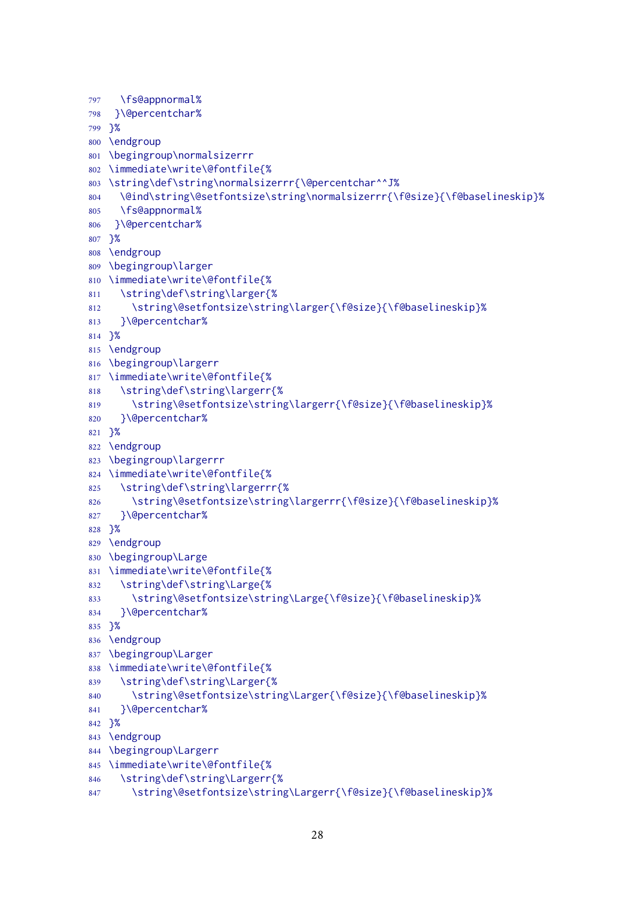```
797   \fs@appnormal%
798  }\@percentchar%
799 }%
800 \endgroup
801 \begingroup\normalsizerrr
802 \immediate\write\@fontfile{%
803 \string\def\string\normalsizerrr{\@percentchar^^J%
804   \@ind\string\@setfontsize\string\normalsizerrr{\f@size}{\f@baselineskip}%
805   \fs@appnormal%
806  }\@percentchar%
807 }%
808 \endgroup
809 \begingroup\larger
810 \immediate\write\@fontfile{%
811   \string\def\string\larger{%
812     \string\@setfontsize\string\larger{\f@size}{\f@baselineskip}%
813   }\@percentchar%
814 }%
815 \endgroup
816 \begingroup\largerr
817 \immediate\write\@fontfile{%
818   \string\def\string\largerr{%
819     \string\@setfontsize\string\largerr{\f@size}{\f@baselineskip}%
820   }\@percentchar%
821 }%
822 \endgroup
823 \begingroup\largerrr
824 \immediate\write\@fontfile{%
825   \string\def\string\largerrr{%
826     \string\@setfontsize\string\largerrr{\f@size}{\f@baselineskip}%
827   }\@percentchar%
828 }%
829 \endgroup
830 \begingroup\Large
831 \immediate\write\@fontfile{%
832   \string\def\string\Large{%
833     \string\@setfontsize\string\Large{\f@size}{\f@baselineskip}%
834   }\@percentchar%
835 }%
836 \endgroup
837 \begingroup\Larger
838 \immediate\write\@fontfile{%
839   \string\def\string\Larger{%
840     \string\@setfontsize\string\Larger{\f@size}{\f@baselineskip}%
841   }\@percentchar%
842 }%
843 \endgroup
844 \begingroup\Largerr
845 \immediate\write\@fontfile{%
846   \string\def\string\Largerr{%
847     \string\@setfontsize\string\Largerr{\f@size}{\f@baselineskip}%
```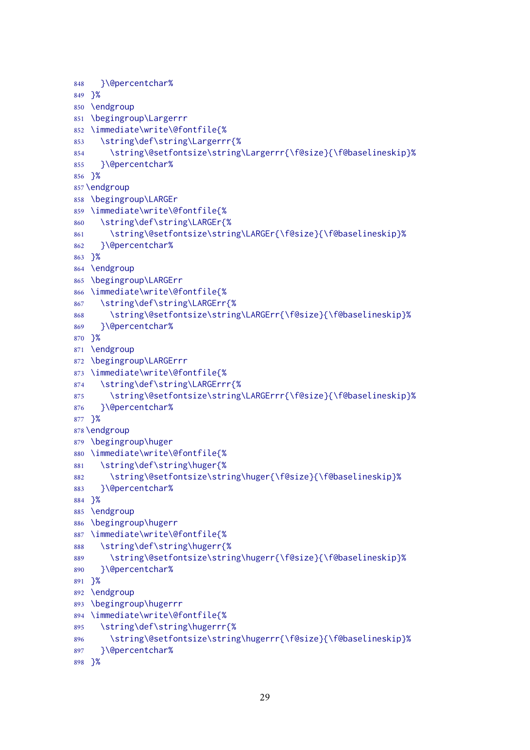```
848   }\@percentchar%
849 }%
850 \endgroup
851 \begingroup\Largerrr
852 \immediate\write\@fontfile{%
853   \string\def\string\Largerrr{%
854     \string\@setfontsize\string\Largerrr{\f@size}{\f@baselineskip}%
855   }\@percentchar%
856 }%
857 \endgroup
858 \begingroup\LARGEr
859 \immediate\write\@fontfile{%
860   \string\def\string\LARGEr{%
861     \string\@setfontsize\string\LARGEr{\f@size}{\f@baselineskip}%
862   }\@percentchar%
863 }%
864 \endgroup
865 \begingroup\LARGErr
866 \immediate\write\@fontfile{%
867   \string\def\string\LARGErr{%
868     \string\@setfontsize\string\LARGErr{\f@size}{\f@baselineskip}%
869   }\@percentchar%
870 }%
871 \endgroup
872 \begingroup\LARGErrr
873 \immediate\write\@fontfile{%
874   \string\def\string\LARGErrr{%
875     \string\@setfontsize\string\LARGErrr{\f@size}{\f@baselineskip}%
876   }\@percentchar%
877 }%
878 \endgroup
879 \begingroup\huger
880 \immediate\write\@fontfile{%
881   \string\def\string\huger{%
882     \string\@setfontsize\string\huger{\f@size}{\f@baselineskip}%
883   }\@percentchar%
884 }%
885 \endgroup
886 \begingroup\hugerr
887 \immediate\write\@fontfile{%
888   \string\def\string\hugerr{%
889     \string\@setfontsize\string\hugerr{\f@size}{\f@baselineskip}%
890   }\@percentchar%
891 }%
892 \endgroup
893 \begingroup\hugerrr
894 \immediate\write\@fontfile{%
895   \string\def\string\hugerrr{%
896     \string\@setfontsize\string\hugerrr{\f@size}{\f@baselineskip}%
897   }\@percentchar%
898 }%
```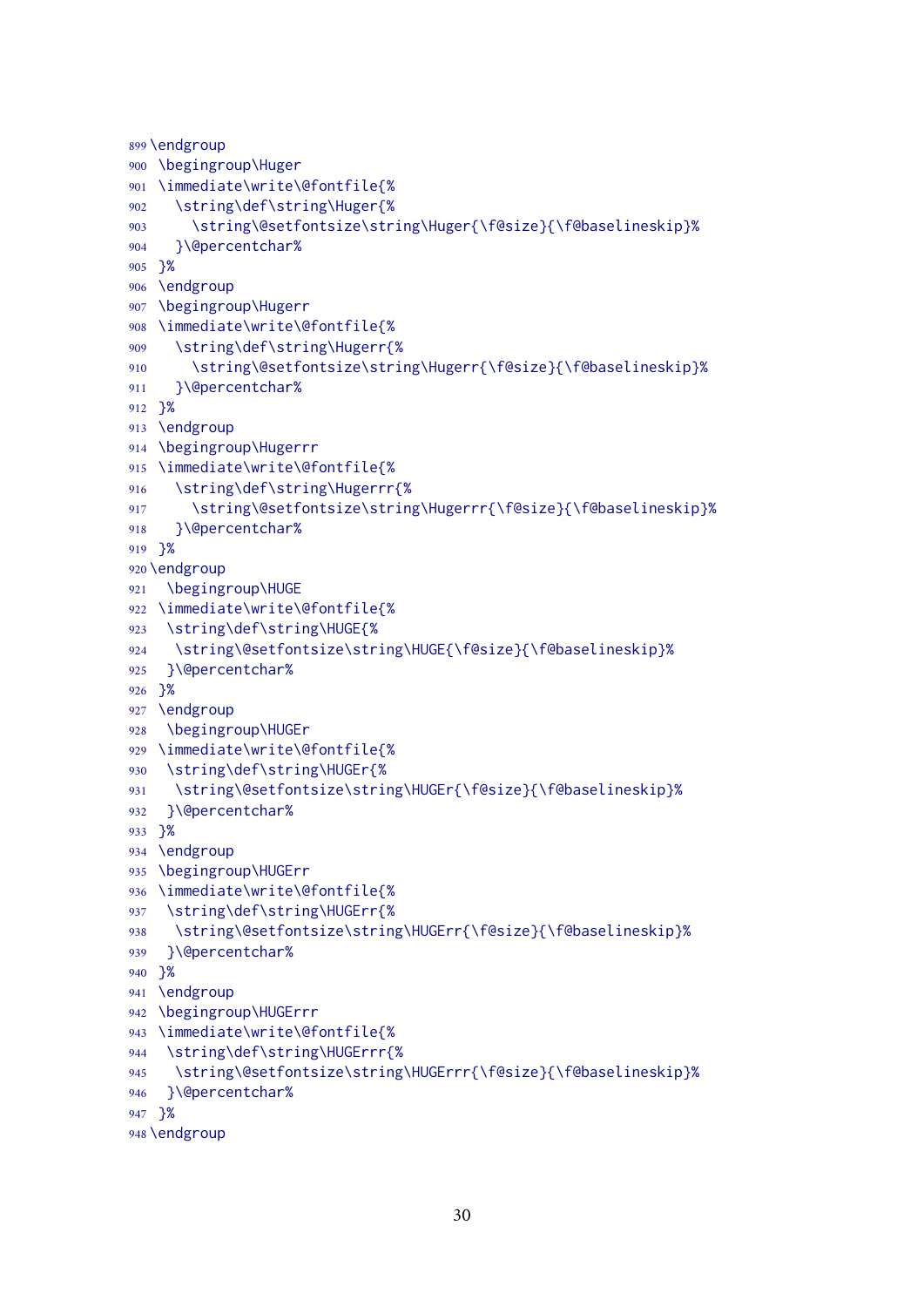```
899 \endgroup
900  \begingroup\Huger
901  \immediate\write\@fontfile{%
902    \string\def\string\Huger{%
903      \string\@setfontsize\string\Huger{\f@size}{\f@baselineskip}%
904    }\@percentchar%
905  }%
906  \endgroup
907  \begingroup\Hugerr
908  \immediate\write\@fontfile{%
909    \string\def\string\Hugerr{%
910      \string\@setfontsize\string\Hugerr{\f@size}{\f@baselineskip}%
911    }\@percentchar%
912  }%
913  \endgroup
914  \begingroup\Hugerrr
915  \immediate\write\@fontfile{%
916    \string\def\string\Hugerrr{%
917      \string\@setfontsize\string\Hugerrr{\f@size}{\f@baselineskip}%
918    }\@percentchar%
919  }%
920 \endgroup
921   \begingroup\HUGE
922  \immediate\write\@fontfile{%
923   \string\def\string\HUGE{%
924    \string\@setfontsize\string\HUGE{\f@size}{\f@baselineskip}%
925   }\@percentchar%
926  }%
927  \endgroup
928   \begingroup\HUGEr
929  \immediate\write\@fontfile{%
930   \string\def\string\HUGEr{%
931    \string\@setfontsize\string\HUGEr{\f@size}{\f@baselineskip}%
932   }\@percentchar%
933  }%
934  \endgroup
935  \begingroup\HUGErr
936  \immediate\write\@fontfile{%
937   \string\def\string\HUGErr{%
938    \string\@setfontsize\string\HUGErr{\f@size}{\f@baselineskip}%
939   }\@percentchar%
940  }%
941  \endgroup
942  \begingroup\HUGErrr
943  \immediate\write\@fontfile{%
944   \string\def\string\HUGErrr{%
945    \string\@setfontsize\string\HUGErrr{\f@size}{\f@baselineskip}%
946   }\@percentchar%
947  }%
948 \endgroup
```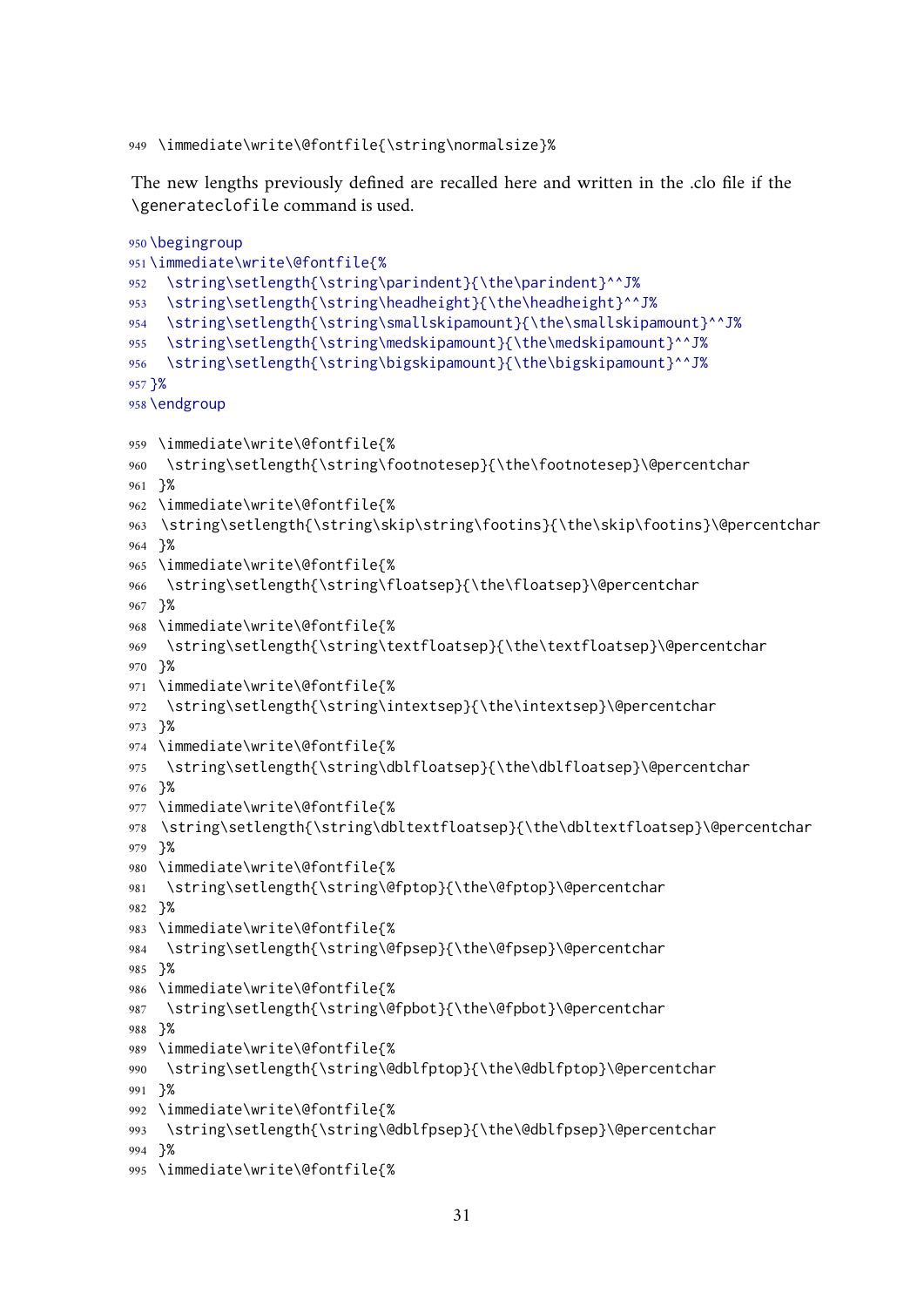```
949 \immediate\write\@fontfile{\string\normalsize}%
```

The new lengths previously defined are recalled here and written in the .clo file if the `\generateclofile` command is used.

```
950 \begingroup
951 \immediate\write\@fontfile{%
952   \string\setlength{\string\parindent}{\the\parindent}^^J%
953   \string\setlength{\string\headheight}{\the\headheight}^^J%
954   \string\setlength{\string\smallskipamount}{\the\smallskipamount}^^J%
955   \string\setlength{\string\medskipamount}{\the\medskipamount}^^J%
956   \string\setlength{\string\bigskipamount}{\the\bigskipamount}^^J%
957 }%
958 \endgroup
```

```
959 \immediate\write\@fontfile{%
960  \string\setlength{\string\footnotesep}{\the\footnotesep}\@percentchar
961 }%
962 \immediate\write\@fontfile{%
963 \string\setlength{\string\skip\string\footins}{\the\skip\footins}\@percentchar
964 }%
965 \immediate\write\@fontfile{%
966  \string\setlength{\string\floatsep}{\the\floatsep}\@percentchar
967 }%
968 \immediate\write\@fontfile{%
969  \string\setlength{\string\textfloatsep}{\the\textfloatsep}\@percentchar
970 }%
971 \immediate\write\@fontfile{%
972  \string\setlength{\string\intextsep}{\the\intextsep}\@percentchar
973 }%
974 \immediate\write\@fontfile{%
975  \string\setlength{\string\dblfloatsep}{\the\dblfloatsep}\@percentchar
976 }%
977 \immediate\write\@fontfile{%
978 \string\setlength{\string\dbltextfloatsep}{\the\dbltextfloatsep}\@percentchar
979 }%
980 \immediate\write\@fontfile{%
981  \string\setlength{\string\@fptop}{\the\@fptop}\@percentchar
982 }%
983 \immediate\write\@fontfile{%
984  \string\setlength{\string\@fpsep}{\the\@fpsep}\@percentchar
985 }%
986 \immediate\write\@fontfile{%
987  \string\setlength{\string\@fpbot}{\the\@fpbot}\@percentchar
988 }%
989 \immediate\write\@fontfile{%
990  \string\setlength{\string\@dblfptop}{\the\@dblfptop}\@percentchar
991 }%
992 \immediate\write\@fontfile{%
993  \string\setlength{\string\@dblfpsep}{\the\@dblfpsep}\@percentchar
994 }%
995 \immediate\write\@fontfile{%
```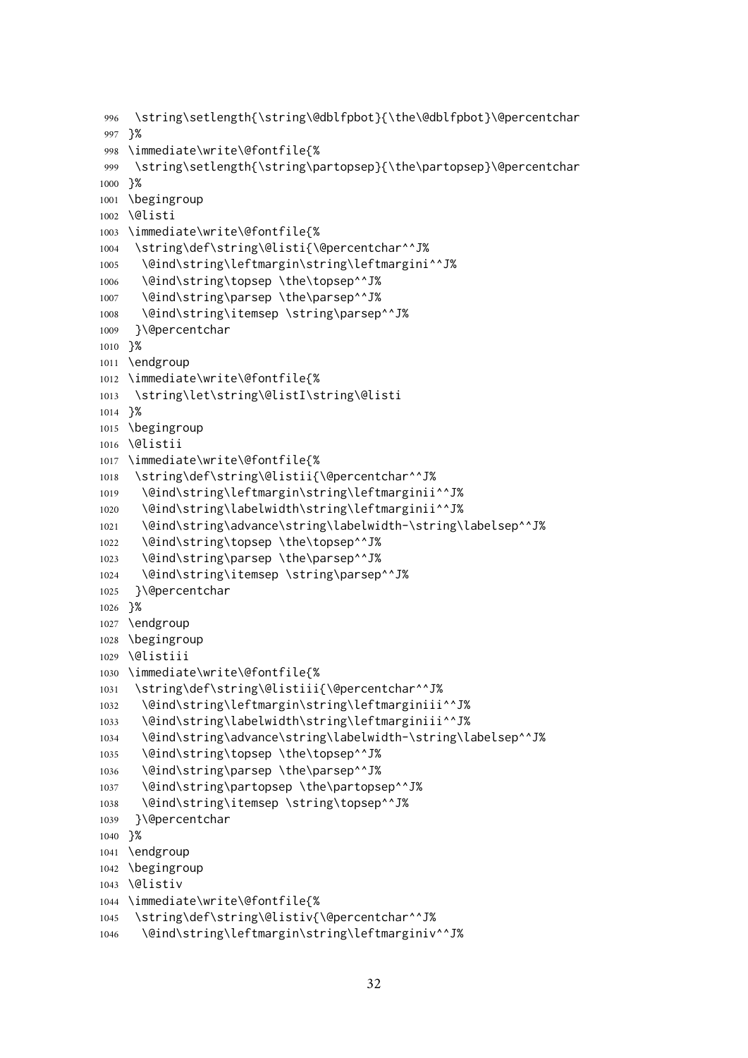```
996  \string\setlength{\string\@dblfpbot}{\the\@dblfpbot}\@percentchar
997 }%
998 \immediate\write\@fontfile{%
999  \string\setlength{\string\partopsep}{\the\partopsep}\@percentchar
1000 }%
1001 \begingroup
1002 \@listi
1003 \immediate\write\@fontfile{%
1004  \string\def\string\@listi{\@percentchar^^J%
1005   \@ind\string\leftmargin\string\leftmargini^^J%
1006   \@ind\string\topsep \the\topsep^^J%
1007   \@ind\string\parsep \the\parsep^^J%
1008   \@ind\string\itemsep \string\parsep^^J%
1009  }\@percentchar
1010 }%
1011 \endgroup
1012 \immediate\write\@fontfile{%
1013  \string\let\string\@listI\string\@listi
1014 }%
1015 \begingroup
1016 \@listii
1017 \immediate\write\@fontfile{%
1018  \string\def\string\@listii{\@percentchar^^J%
1019   \@ind\string\leftmargin\string\leftmarginii^^J%
1020   \@ind\string\labelwidth\string\leftmarginii^^J%
1021   \@ind\string\advance\string\labelwidth-\string\labelsep^^J%
1022   \@ind\string\topsep \the\topsep^^J%
1023   \@ind\string\parsep \the\parsep^^J%
1024   \@ind\string\itemsep \string\parsep^^J%
1025  }\@percentchar
1026 }%
1027 \endgroup
1028 \begingroup
1029 \@listiii
1030 \immediate\write\@fontfile{%
1031  \string\def\string\@listiii{\@percentchar^^J%
1032   \@ind\string\leftmargin\string\leftmarginiii^^J%
1033   \@ind\string\labelwidth\string\leftmarginiii^^J%
1034   \@ind\string\advance\string\labelwidth-\string\labelsep^^J%
1035   \@ind\string\topsep \the\topsep^^J%
1036   \@ind\string\parsep \the\parsep^^J%
1037   \@ind\string\partopsep \the\partopsep^^J%
1038   \@ind\string\itemsep \string\topsep^^J%
1039  }\@percentchar
1040 }%
1041 \endgroup
1042 \begingroup
1043 \@listiv
1044 \immediate\write\@fontfile{%
1045  \string\def\string\@listiv{\@percentchar^^J%
1046   \@ind\string\leftmargin\string\leftmarginiv^^J%
```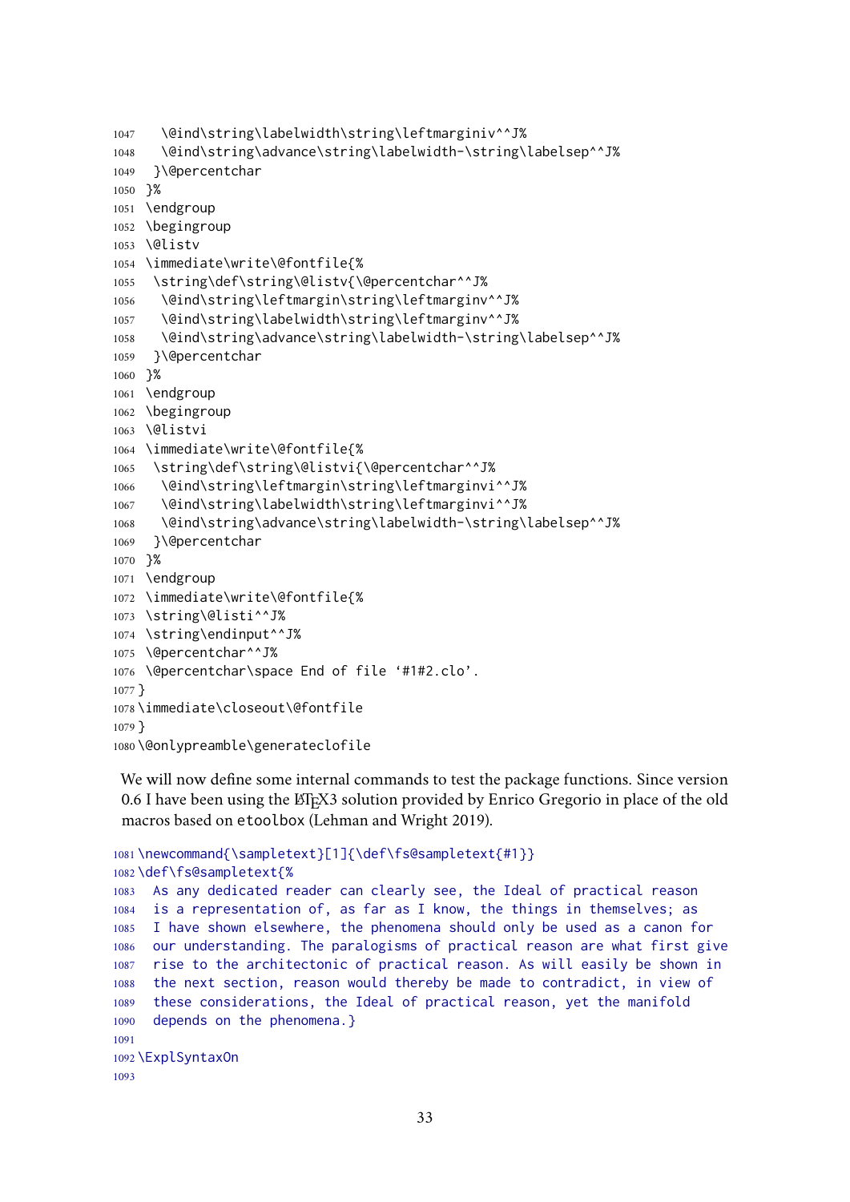```
1047    \@ind\string\labelwidth\string\leftmarginiv^^J%
1048    \@ind\string\advance\string\labelwidth-\string\labelsep^^J%
1049   }\@percentchar
1050  }%
1051  \endgroup
1052  \begingroup
1053  \@listv
1054  \immediate\write\@fontfile{%
1055   \string\def\string\@listv{\@percentchar^^J%
1056    \@ind\string\leftmargin\string\leftmarginv^^J%
1057    \@ind\string\labelwidth\string\leftmarginv^^J%
1058    \@ind\string\advance\string\labelwidth-\string\labelsep^^J%
1059   }\@percentchar
1060  }%
1061  \endgroup
1062  \begingroup
1063  \@listvi
1064  \immediate\write\@fontfile{%
1065   \string\def\string\@listvi{\@percentchar^^J%
1066    \@ind\string\leftmargin\string\leftmarginvi^^J%
1067    \@ind\string\labelwidth\string\leftmarginvi^^J%
1068    \@ind\string\advance\string\labelwidth-\string\labelsep^^J%
1069   }\@percentchar
1070  }%
1071  \endgroup
1072  \immediate\write\@fontfile{%
1073  \string\@listi^^J%
1074  \string\endinput^^J%
1075  \@percentchar^^J%
1076  \@percentchar\space End of file '#1#2.clo'.
1077 }
1078 \immediate\closeout\@fontfile
1079 }
1080 \@onlypreamble\generateclofile
```

We will now define some internal commands to test the package functions. Since version 0.6 I have been using the LaTeX3 solution provided by Enrico Gregorio in place of the old macros based on etoolbox (Lehman and Wright 2019).

```
1081 \newcommand{\sampletext}[1]{\def\fs@sampletext{#1}}
1082 \def\fs@sampletext{%
1083   As any dedicated reader can clearly see, the Ideal of practical reason
1084   is a representation of, as far as I know, the things in themselves; as
1085   I have shown elsewhere, the phenomena should only be used as a canon for
1086   our understanding. The paralogisms of practical reason are what first give
1087   rise to the architectonic of practical reason. As will easily be shown in
1088   the next section, reason would thereby be made to contradict, in view of
1089   these considerations, the Ideal of practical reason, yet the manifold
1090   depends on the phenomena.}
1091
1092 \ExplSyntaxOn
1093
```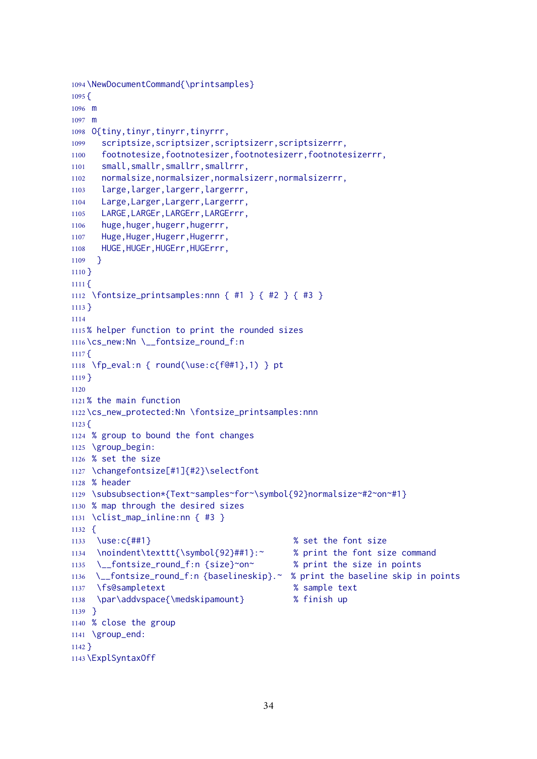```
1094 \NewDocumentCommand{\printsamples}
1095 {
1096  m
1097  m
1098  O{tiny,tinyr,tinyrr,tinyrrr,
1099    scriptsize,scriptsizer,scriptsizerr,scriptsizerrr,
1100    footnotesize,footnotesizer,footnotesizerr,footnotesizerrr,
1101    small,smallr,smallrr,smallrrr,
1102    normalsize,normalsizer,normalsizerr,normalsizerrr,
1103    large,larger,largerr,largerrr,
1104    Large,Larger,Largerr,Largerrr,
1105    LARGE,LARGEr,LARGErr,LARGErrr,
1106    huge,huger,hugerr,hugerrr,
1107    Huge,Huger,Hugerr,Hugerrr,
1108    HUGE,HUGEr,HUGErr,HUGErrr,
1109   }
1110 }
1111 {
1112  \fontsize_printsamples:nnn { #1 } { #2 } { #3 }
1113 }
1114
1115 % helper function to print the rounded sizes
1116 \cs_new:Nn \__fontsize_round_f:n
1117 {
1118  \fp_eval:n { round(\use:c{f@#1},1) } pt
1119 }
1120
1121 % the main function
1122 \cs_new_protected:Nn \fontsize_printsamples:nnn
1123 {
1124  % group to bound the font changes
1125  \group_begin:
1126  % set the size
1127  \changefontsize[#1]{#2}\selectfont
1128  % header
1129  \subsubsection*{Text~samples~for~\symbol{92}normalsize~#2~on~#1}
1130  % map through the desired sizes
1131  \clist_map_inline:nn { #3 }
1132  {
1133   \use:c{##1}                            % set the font size
1134   \noindent\texttt{\symbol{92}##1}:~     % print the font size command
1135   \__fontsize_round_f:n {size}~on~       % print the size in points
1136   \__fontsize_round_f:n {baselineskip}.~ % print the baseline skip in points
1137   \fs@sampletext                         % sample text
1138   \par\addvspace{\medskipamount}         % finish up
1139  }
1140  % close the group
1141  \group_end:
1142 }
1143 \ExplSyntaxOff
```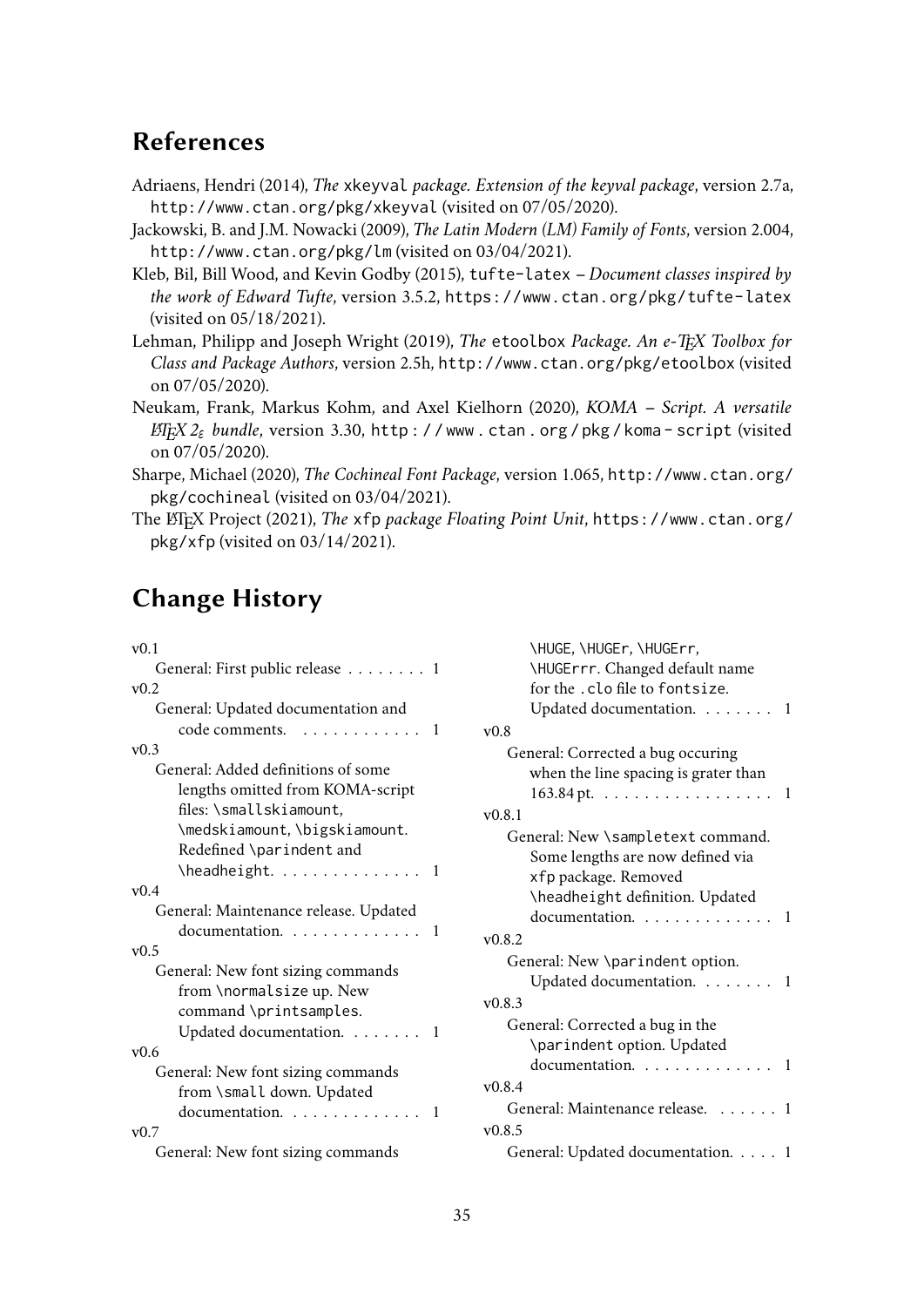## References

Adriaens, Hendri (2014), *The* `xkeyval` *package. Extension of the keyval package*, version 2.7a, `http://www.ctan.org/pkg/xkeyval` (visited on 07/05/2020).

Jackowski, B. and J.M. Nowacki (2009), *The Latin Modern (LM) Family of Fonts*, version 2.004, `http://www.ctan.org/pkg/lm` (visited on 03/04/2021).

Kleb, Bil, Bill Wood, and Kevin Godby (2015), `tufte-latex` – *Document classes inspired by the work of Edward Tufte*, version 3.5.2, `https://www.ctan.org/pkg/tufte-latex` (visited on 05/18/2021).

Lehman, Philipp and Joseph Wright (2019), *The* `etoolbox` *Package. An e-TeX Toolbox for Class and Package Authors*, version 2.5h, `http://www.ctan.org/pkg/etoolbox` (visited on 07/05/2020).

Neukam, Frank, Markus Kohm, and Axel Kielhorn (2020), *KOMA – Script. A versatile LaTeX 2ε bundle*, version 3.30, `http://www.ctan.org/pkg/koma-script` (visited on 07/05/2020).

Sharpe, Michael (2020), *The Cochineal Font Package*, version 1.065, `http://www.ctan.org/pkg/cochineal` (visited on 03/04/2021).

The LaTeX Project (2021), *The* `xfp` *package Floating Point Unit*, `https://www.ctan.org/pkg/xfp` (visited on 03/14/2021).

## Change History

v0.1
- General: First public release . . . . . . . . 1

v0.2
- General: Updated documentation and code comments. . . . . . . . . . . . 1

v0.3
- General: Added definitions of some lengths omitted from KOMA-script files: `\smallskiamount`, `\medskiamount`, `\bigskiamount`. Redefined `\parindent` and `\headheight`. . . . . . . . . . . . . . . 1

v0.4
- General: Maintenance release. Updated documentation. . . . . . . . . . . . . 1

v0.5
- General: New font sizing commands from `\normalsize` up. New command `\printsamples`. Updated documentation. . . . . . . . 1

v0.6
- General: New font sizing commands from `\small` down. Updated documentation. . . . . . . . . . . . . 1

v0.7
- General: New font sizing commands `\HUGE`, `\HUGEr`, `\HUGErr`, `\HUGErrr`. Changed default name for the `.clo` file to `fontsize`. Updated documentation. . . . . . . . 1

v0.8
- General: Corrected a bug occuring when the line spacing is grater than 163.84 pt. . . . . . . . . . . . . . . . . . 1

v0.8.1
- General: New `\sampletext` command. Some lengths are now defined via `xfp` package. Removed `\headheight` definition. Updated documentation. . . . . . . . . . . . . 1

v0.8.2
- General: New `\parindent` option. Updated documentation. . . . . . . . 1

v0.8.3
- General: Corrected a bug in the `\parindent` option. Updated documentation. . . . . . . . . . . . . 1

v0.8.4
- General: Maintenance release. . . . . . . 1

v0.8.5
- General: Updated documentation. . . . . 1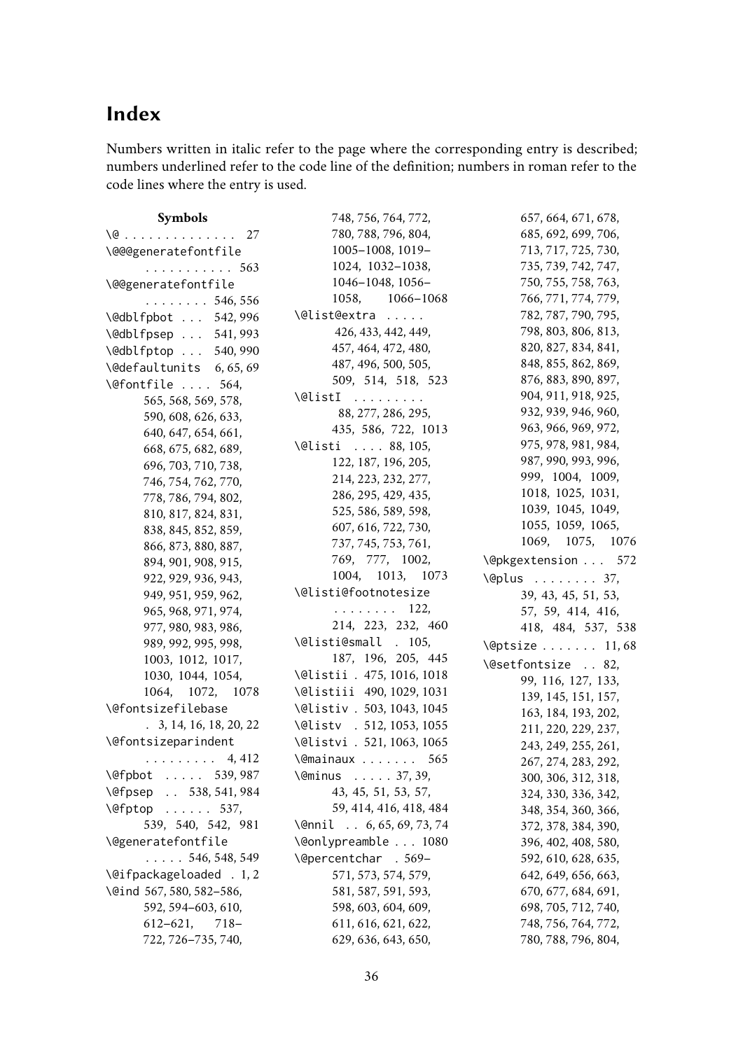# Index

Numbers written in italic refer to the page where the corresponding entry is described; numbers underlined refer to the code line of the definition; numbers in roman refer to the code lines where the entry is used.

**Symbols**

\@ . . . . . . . . . . . . . . 27
\@@@generatefontfile . . . . . . . . . . . 563
\@@generatefontfile . . . . . . . . 546, 556
\@dblfpbot . . . 542, 996
\@dblfpsep . . . 541, 993
\@dblfptop . . . 540, 990
\@defaultunits 6, 65, 69
\@fontfile . . . . 564, 565, 568, 569, 578, 590, 608, 626, 633, 640, 647, 654, 661, 668, 675, 682, 689, 696, 703, 710, 738, 746, 754, 762, 770, 778, 786, 794, 802, 810, 817, 824, 831, 838, 845, 852, 859, 866, 873, 880, 887, 894, 901, 908, 915, 922, 929, 936, 943, 949, 951, 959, 962, 965, 968, 971, 974, 977, 980, 983, 986, 989, 992, 995, 998, 1003, 1012, 1017, 1030, 1044, 1054, 1064, 1072, 1078
\@fontsizefilebase . 3, 14, 16, 18, 20, 22
\@fontsizeparindent . . . . . . . . . 4, 412
\@fpbot . . . . . 539, 987
\@fpsep . . 538, 541, 984
\@fptop . . . . . . 537, 539, 540, 542, 981
\@generatefontfile . . . . . 546, 548, 549
\@ifpackageloaded . 1, 2
\@ind 567, 580, 582–586, 592, 594–603, 610, 612–621, 718–722, 726–735, 740, 748, 756, 764, 772, 780, 788, 796, 804, 1005–1008, 1019–1024, 1032–1038, 1046–1048, 1056–1058, 1066–1068
\@list@extra . . . . . 426, 433, 442, 449, 457, 464, 472, 480, 487, 496, 500, 505, 509, 514, 518, 523
\@listI . . . . . . . . . 88, 277, 286, 295, 435, 586, 722, 1013
\@listi . . . . 88, 105, 122, 187, 196, 205, 214, 223, 232, 277, 286, 295, 429, 435, 525, 586, 589, 598, 607, 616, 722, 730, 737, 745, 753, 761, 769, 777, 1002, 1004, 1013, 1073
\@listi@footnotesize . . . . . . . . 122, 214, 223, 232, 460
\@listi@small . 105, 187, 196, 205, 445
\@listii . 475, 1016, 1018
\@listiii 490, 1029, 1031
\@listiv . 503, 1043, 1045
\@listv . 512, 1053, 1055
\@listvi . 521, 1063, 1065
\@mainaux . . . . . . . 565
\@minus . . . . . 37, 39, 43, 45, 51, 53, 57, 59, 414, 416, 418, 484
\@nnil . . 6, 65, 69, 73, 74
\@onlypreamble . . . 1080
\@percentchar . 569–571, 573, 574, 579, 581, 587, 591, 593, 598, 603, 604, 609, 611, 616, 621, 622, 629, 636, 643, 650, 657, 664, 671, 678, 685, 692, 699, 706, 713, 717, 725, 730, 735, 739, 742, 747, 750, 755, 758, 763, 766, 771, 774, 779, 782, 787, 790, 795, 798, 803, 806, 813, 820, 827, 834, 841, 848, 855, 862, 869, 876, 883, 890, 897, 904, 911, 918, 925, 932, 939, 946, 960, 963, 966, 969, 972, 975, 978, 981, 984, 987, 990, 993, 996, 999, 1004, 1009, 1018, 1025, 1031, 1039, 1045, 1049, 1055, 1059, 1065, 1069, 1075, 1076
\@pkgextension . . . 572
\@plus . . . . . . . . 37, 39, 43, 45, 51, 53, 57, 59, 414, 416, 418, 484, 537, 538
\@ptsize . . . . . . . 11, 68
\@setfontsize . . 82, 99, 116, 127, 133, 139, 145, 151, 157, 163, 184, 193, 202, 211, 220, 229, 237, 243, 249, 255, 261, 267, 274, 283, 292, 300, 306, 312, 318, 324, 330, 336, 342, 348, 354, 360, 366, 372, 378, 384, 390, 396, 402, 408, 580, 592, 610, 628, 635, 642, 649, 656, 663, 670, 677, 684, 691, 698, 705, 712, 740, 748, 756, 764, 772, 780, 788, 796, 804,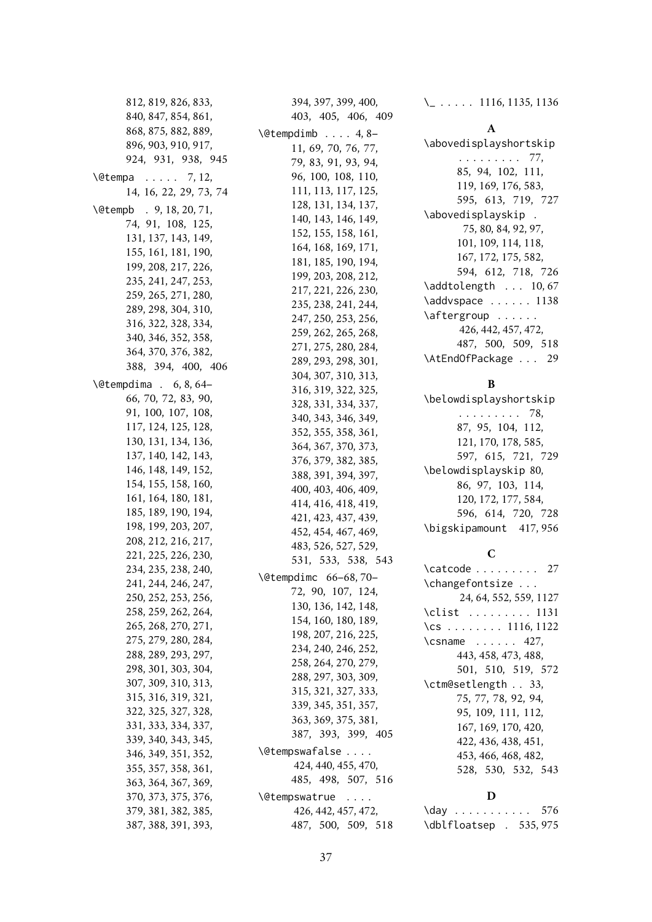812, 819, 826, 833, 840, 847, 854, 861, 868, 875, 882, 889, 896, 903, 910, 917, 924, 931, 938, 945

\@tempa . . . . . 7, 12, 14, 16, 22, 29, 73, 74

\@tempb . 9, 18, 20, 71, 74, 91, 108, 125, 131, 137, 143, 149, 155, 161, 181, 190, 199, 208, 217, 226, 235, 241, 247, 253, 259, 265, 271, 280, 289, 298, 304, 310, 316, 322, 328, 334, 340, 346, 352, 358, 364, 370, 376, 382, 388, 394, 400, 406

\@tempdima . 6, 8, 64–66, 70, 72, 83, 90, 91, 100, 107, 108, 117, 124, 125, 128, 130, 131, 134, 136, 137, 140, 142, 143, 146, 148, 149, 152, 154, 155, 158, 160, 161, 164, 180, 181, 185, 189, 190, 194, 198, 199, 203, 207, 208, 212, 216, 217, 221, 225, 226, 230, 234, 235, 238, 240, 241, 244, 246, 247, 250, 252, 253, 256, 258, 259, 262, 264, 265, 268, 270, 271, 275, 279, 280, 284, 288, 289, 293, 297, 298, 301, 303, 304, 307, 309, 310, 313, 315, 316, 319, 321, 322, 325, 327, 328, 331, 333, 334, 337, 339, 340, 343, 345, 346, 349, 351, 352, 355, 357, 358, 361, 363, 364, 367, 369, 370, 373, 375, 376, 379, 381, 382, 385, 387, 388, 391, 393, 394, 397, 399, 400, 403, 405, 406, 409

\@tempdimb . . . . 4, 8–11, 69, 70, 76, 77, 79, 83, 91, 93, 94, 96, 100, 108, 110, 111, 113, 117, 125, 128, 131, 134, 137, 140, 143, 146, 149, 152, 155, 158, 161, 164, 168, 169, 171, 181, 185, 190, 194, 199, 203, 208, 212, 217, 221, 226, 230, 235, 238, 241, 244, 247, 250, 253, 256, 259, 262, 265, 268, 271, 275, 280, 284, 289, 293, 298, 301, 304, 307, 310, 313, 316, 319, 322, 325, 328, 331, 334, 337, 340, 343, 346, 349, 352, 355, 358, 361, 364, 367, 370, 373, 376, 379, 382, 385, 388, 391, 394, 397, 400, 403, 406, 409, 414, 416, 418, 419, 421, 423, 437, 439, 452, 454, 467, 469, 483, 526, 527, 529, 531, 533, 538, 543

\@tempdimc 66–68, 70–72, 90, 107, 124, 130, 136, 142, 148, 154, 160, 180, 189, 198, 207, 216, 225, 234, 240, 246, 252, 258, 264, 270, 279, 288, 297, 303, 309, 315, 321, 327, 333, 339, 345, 351, 357, 363, 369, 375, 381, 387, 393, 399, 405

\@tempswafalse . . . . 424, 440, 455, 470, 485, 498, 507, 516

\@tempswatrue . . . . 426, 442, 457, 472, 487, 500, 509, 518

\_ . . . . . 1116, 1135, 1136

**A**

\abovedisplayshortskip . . . . . . . . . 77, 85, 94, 102, 111, 119, 169, 176, 583, 595, 613, 719, 727

\abovedisplayskip . 75, 80, 84, 92, 97, 101, 109, 114, 118, 167, 172, 175, 582, 594, 612, 718, 726

\addtolength . . . 10, 67

\addvspace . . . . . . 1138

\aftergroup . . . . . . 426, 442, 457, 472, 487, 500, 509, 518

\AtEndOfPackage . . . 29

**B**

\belowdisplayshortskip . . . . . . . . . 78, 87, 95, 104, 112, 121, 170, 178, 585, 597, 615, 721, 729

\belowdisplayskip 80, 86, 97, 103, 114, 120, 172, 177, 584, 596, 614, 720, 728

\bigskipamount 417, 956

**C**

\catcode . . . . . . . . . 27

\changefontsize . . . 24, 64, 552, 559, 1127

\clist . . . . . . . . . 1131

\cs . . . . . . . . 1116, 1122

\csname . . . . . . 427, 443, 458, 473, 488, 501, 510, 519, 572

\ctm@setlength . . 33, 75, 77, 78, 92, 94, 95, 109, 111, 112, 167, 169, 170, 420, 422, 436, 438, 451, 453, 466, 468, 482, 528, 530, 532, 543

**D**

\day . . . . . . . . . . . 576

\dblfloatsep . 535, 975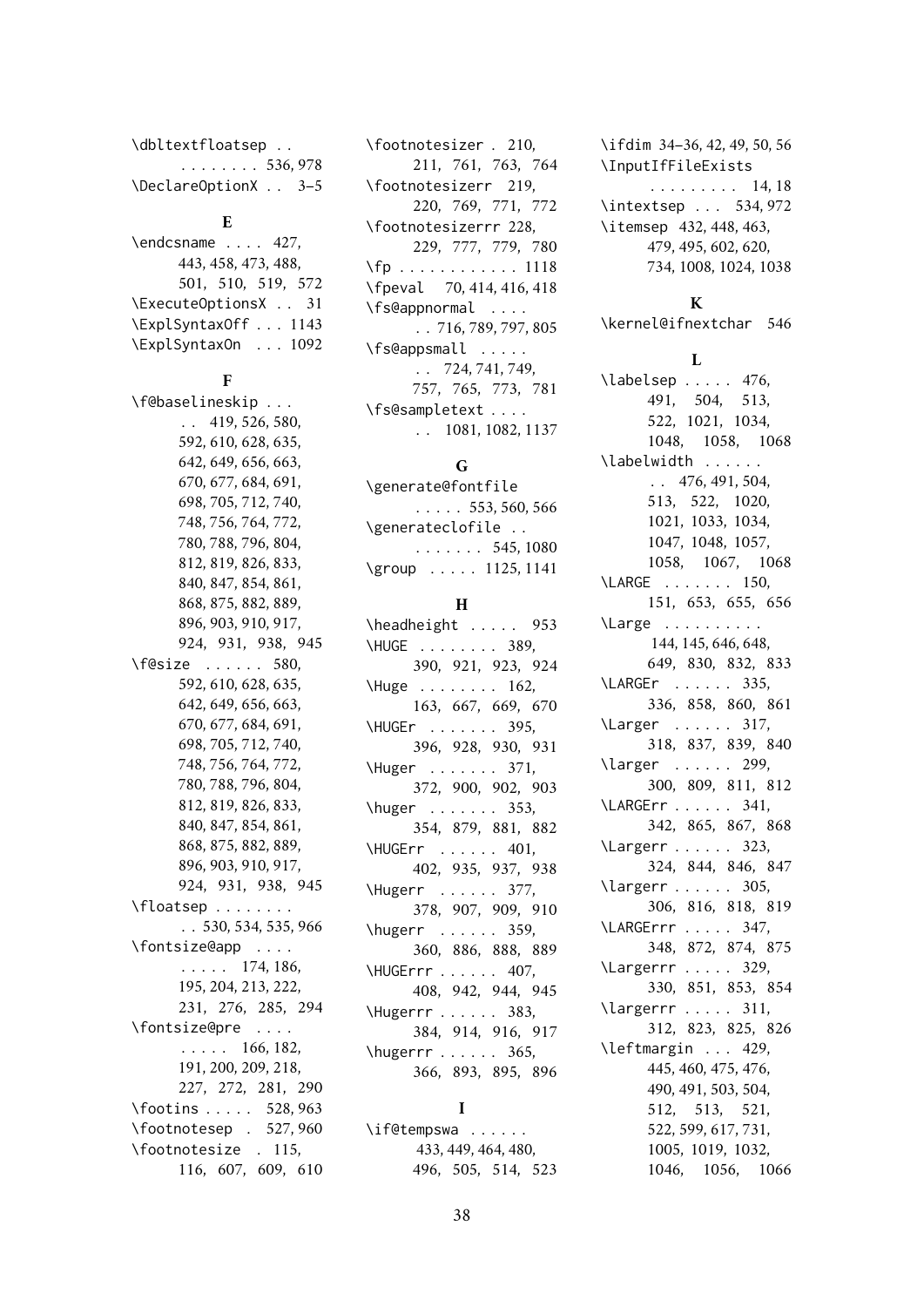\dbltextfloatsep . . . . . . . . . . 536, 978
\DeclareOptionX . . 3–5

**E**

\endcsname . . . . 427, 443, 458, 473, 488, 501, 510, 519, 572
\ExecuteOptionsX . . 31
\ExplSyntaxOff . . . 1143
\ExplSyntaxOn . . . 1092

**F**

\f@baselineskip . . . . . 419, 526, 580, 592, 610, 628, 635, 642, 649, 656, 663, 670, 677, 684, 691, 698, 705, 712, 740, 748, 756, 764, 772, 780, 788, 796, 804, 812, 819, 826, 833, 840, 847, 854, 861, 868, 875, 882, 889, 896, 903, 910, 917, 924, 931, 938, 945
\f@size . . . . . . 580, 592, 610, 628, 635, 642, 649, 656, 663, 670, 677, 684, 691, 698, 705, 712, 740, 748, 756, 764, 772, 780, 788, 796, 804, 812, 819, 826, 833, 840, 847, 854, 861, 868, 875, 882, 889, 896, 903, 910, 917, 924, 931, 938, 945
\floatsep . . . . . . . . . 530, 534, 535, 966
\fontsize@app . . . . . . . . . 174, 186, 195, 204, 213, 222, 231, 276, 285, 294
\fontsize@pre . . . . . . . . . 166, 182, 191, 200, 209, 218, 227, 272, 281, 290
\footins . . . . . 528, 963
\footnotesep . 527, 960
\footnotesize . 115, 116, 607, 609, 610
\footnotesizer . 210, 211, 761, 763, 764
\footnotesizerr 219, 220, 769, 771, 772
\footnotesizerrr 228, 229, 777, 779, 780
\fp . . . . . . . . . . . . 1118
\fpeval 70, 414, 416, 418
\fs@appnormal . . . . . . 716, 789, 797, 805
\fs@appsmall . . . . . . . 724, 741, 749, 757, 765, 773, 781
\fs@sampletext . . . . . . 1081, 1082, 1137

**G**

\generate@fontfile . . . . . 553, 560, 566
\generateclofile . . . . . . . . . 545, 1080
\group . . . . . 1125, 1141

**H**

\headheight . . . . . 953
\HUGE . . . . . . . . 389, 390, 921, 923, 924
\Huge . . . . . . . . 162, 163, 667, 669, 670
\HUGEr . . . . . . . 395, 396, 928, 930, 931
\Huger . . . . . . . 371, 372, 900, 902, 903
\huger . . . . . . . 353, 354, 879, 881, 882
\HUGErr . . . . . . 401, 402, 935, 937, 938
\Hugerr . . . . . . 377, 378, 907, 909, 910
\hugerr . . . . . . 359, 360, 886, 888, 889
\HUGErrr . . . . . . 407, 408, 942, 944, 945
\Hugerrr . . . . . . 383, 384, 914, 916, 917
\hugerrr . . . . . . 365, 366, 893, 895, 896

**I**

\if@tempswa . . . . . . 433, 449, 464, 480, 496, 505, 514, 523
\ifdim 34–36, 42, 49, 50, 56
\InputIfFileExists . . . . . . . . . 14, 18
\intextsep . . . 534, 972
\itemsep 432, 448, 463, 479, 495, 602, 620, 734, 1008, 1024, 1038

**K**

\kernel@ifnextchar 546

**L**

\labelsep . . . . . 476, 491, 504, 513, 522, 1021, 1034, 1048, 1058, 1068
\labelwidth . . . . . . . . 476, 491, 504, 513, 522, 1020, 1021, 1033, 1034, 1047, 1048, 1057, 1058, 1067, 1068
\LARGE . . . . . . . 150, 151, 653, 655, 656
\Large . . . . . . . . . . 144, 145, 646, 648, 649, 830, 832, 833
\LARGEr . . . . . . 335, 336, 858, 860, 861
\Larger . . . . . . 317, 318, 837, 839, 840
\larger . . . . . . 299, 300, 809, 811, 812
\LARGErr . . . . . . 341, 342, 865, 867, 868
\Largerr . . . . . . 323, 324, 844, 846, 847
\largerr . . . . . . 305, 306, 816, 818, 819
\LARGErrr . . . . . 347, 348, 872, 874, 875
\Largerrr . . . . . 329, 330, 851, 853, 854
\largerrr . . . . . 311, 312, 823, 825, 826
\leftmargin . . . 429, 445, 460, 475, 476, 490, 491, 503, 504, 512, 513, 521, 522, 599, 617, 731, 1005, 1019, 1032, 1046, 1056, 1066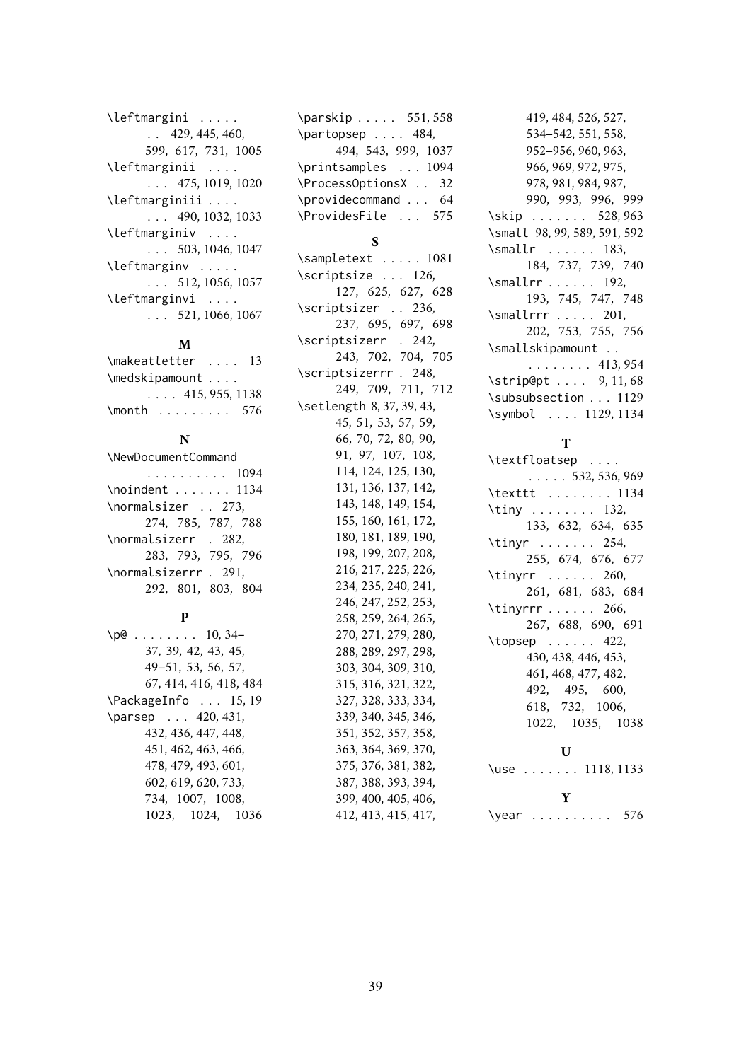\leftmargini . . . . . . 429, 445, 460, 599, 617, 731, 1005
\leftmarginii . . . . . . . 475, 1019, 1020
\leftmarginiii . . . . . . . 490, 1032, 1033
\leftmarginiv . . . . . . . 503, 1046, 1047
\leftmarginv . . . . . . . . 512, 1056, 1057
\leftmarginvi . . . . . . . 521, 1066, 1067

**M**

\makeatletter . . . . 13
\medskipamount . . . . . . . . 415, 955, 1138
\month . . . . . . . . . 576

**N**

\NewDocumentCommand . . . . . . . . . . 1094
\noindent . . . . . . . 1134
\normalsizer . . 273, 274, 785, 787, 788
\normalsizerr . 282, 283, 793, 795, 796
\normalsizerrr . 291, 292, 801, 803, 804

**P**

\p@ . . . . . . . . 10, 34–37, 39, 42, 43, 45, 49–51, 53, 56, 57, 67, 414, 416, 418, 484
\PackageInfo . . . 15, 19
\parsep . . . 420, 431, 432, 436, 447, 448, 451, 462, 463, 466, 478, 479, 493, 601, 602, 619, 620, 733, 734, 1007, 1008, 1023, 1024, 1036
\parskip . . . . . 551, 558
\partopsep . . . . 484, 494, 543, 999, 1037
\printsamples . . . 1094
\ProcessOptionsX . . 32
\providecommand . . . 64
\ProvidesFile . . . 575

**S**

\sampletext . . . . . 1081
\scriptsize . . . 126, 127, 625, 627, 628
\scriptsizer . . 236, 237, 695, 697, 698
\scriptsizerr . 242, 243, 702, 704, 705
\scriptsizerrr . 248, 249, 709, 711, 712
\setlength 8, 37, 39, 43, 45, 51, 53, 57, 59, 66, 70, 72, 80, 90, 91, 97, 107, 108, 114, 124, 125, 130, 131, 136, 137, 142, 143, 148, 149, 154, 155, 160, 161, 172, 180, 181, 189, 190, 198, 199, 207, 208, 216, 217, 225, 226, 234, 235, 240, 241, 246, 247, 252, 253, 258, 259, 264, 265, 270, 271, 279, 280, 288, 289, 297, 298, 303, 304, 309, 310, 315, 316, 321, 322, 327, 328, 333, 334, 339, 340, 345, 346, 351, 352, 357, 358, 363, 364, 369, 370, 375, 376, 381, 382, 387, 388, 393, 394, 399, 400, 405, 406, 412, 413, 415, 417, 419, 484, 526, 527, 534–542, 551, 558, 952–956, 960, 963, 966, 969, 972, 975, 978, 981, 984, 987, 990, 993, 996, 999
\skip . . . . . . . 528, 963
\small 98, 99, 589, 591, 592
\smallr . . . . . . 183, 184, 737, 739, 740
\smallrr . . . . . . 192, 193, 745, 747, 748
\smallrrr . . . . . 201, 202, 753, 755, 756
\smallskipamount . . . . . . . . . . 413, 954
\strip@pt . . . . 9, 11, 68
\subsubsection . . . 1129
\symbol . . . . 1129, 1134

**T**

\textfloatsep . . . . . . . . . 532, 536, 969
\texttt . . . . . . . . 1134
\tiny . . . . . . . . 132, 133, 632, 634, 635
\tinyr . . . . . . . 254, 255, 674, 676, 677
\tinyrr . . . . . . 260, 261, 681, 683, 684
\tinyrrr . . . . . . 266, 267, 688, 690, 691
\topsep . . . . . . 422, 430, 438, 446, 453, 461, 468, 477, 482, 492, 495, 600, 618, 732, 1006, 1022, 1035, 1038

**U**

\use . . . . . . . 1118, 1133

**Y**

\year . . . . . . . . . . 576